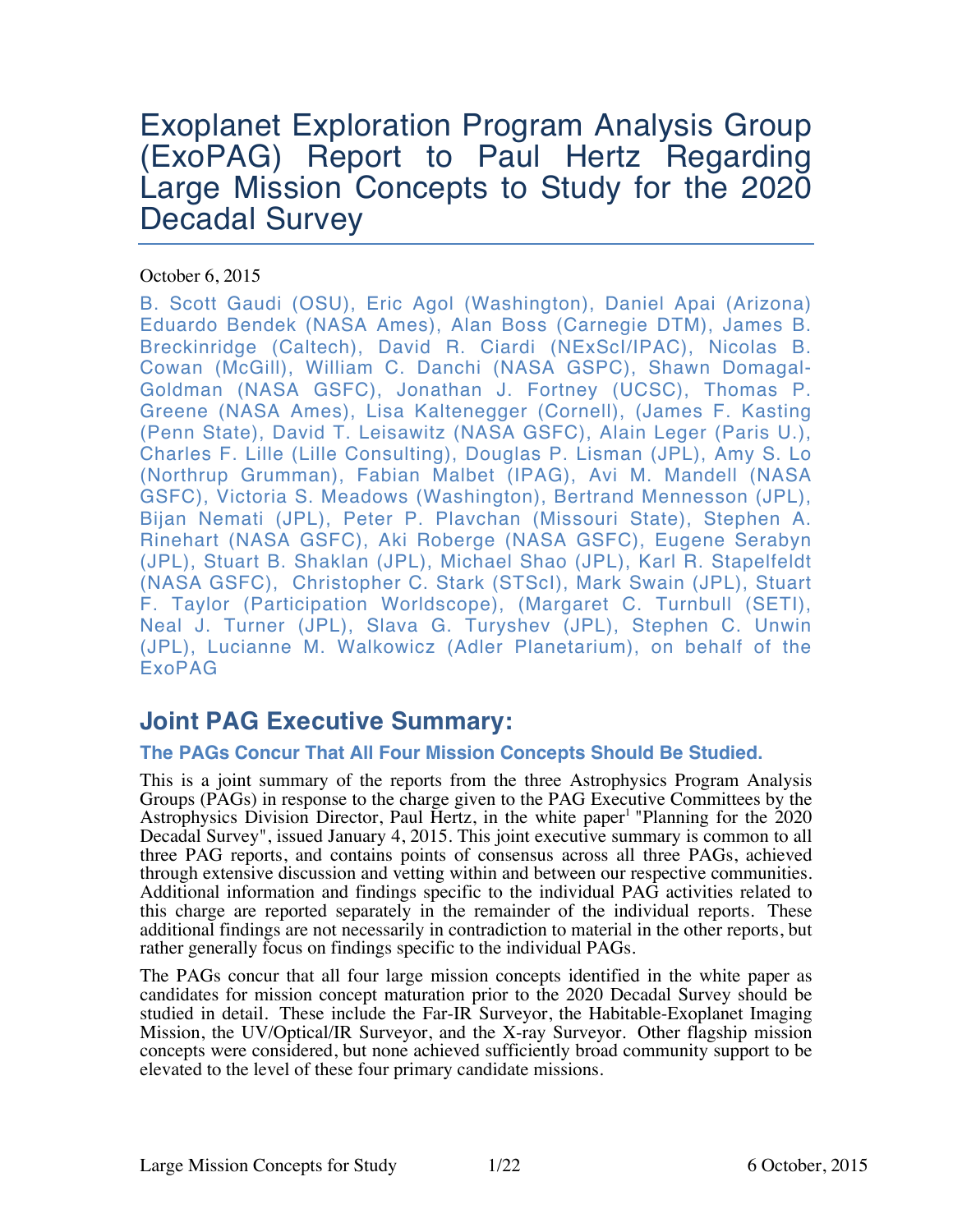# Exoplanet Exploration Program Analysis Group (ExoPAG) Report to Paul Hertz Regarding Large Mission Concepts to Study for the 2020 Decadal Survey

October 6, 2015

B. Scott Gaudi (OSU), Eric Agol (Washington), Daniel Apai (Arizona) Eduardo Bendek (NASA Ames), Alan Boss (Carnegie DTM), James B. Breckinridge (Caltech), David R. Ciardi (NExScI/IPAC), Nicolas B. Cowan (McGill), William C. Danchi (NASA GSPC), Shawn Domagal-Goldman (NASA GSFC), Jonathan J. Fortney (UCSC), Thomas P. Greene (NASA Ames), Lisa Kaltenegger (Cornell), (James F. Kasting (Penn State), David T. Leisawitz (NASA GSFC), Alain Leger (Paris U.), Charles F. Lille (Lille Consulting), Douglas P. Lisman (JPL), Amy S. Lo (Northrup Grumman), Fabian Malbet (IPAG), Avi M. Mandell (NASA GSFC), Victoria S. Meadows (Washington), Bertrand Mennesson (JPL), Bijan Nemati (JPL), Peter P. Plavchan (Missouri State), Stephen A. Rinehart (NASA GSFC), Aki Roberge (NASA GSFC), Eugene Serabyn (JPL), Stuart B. Shaklan (JPL), Michael Shao (JPL), Karl R. Stapelfeldt (NASA GSFC), Christopher C. Stark (STScI), Mark Swain (JPL), Stuart F. Taylor (Participation Worldscope), (Margaret C. Turnbull (SETI), Neal J. Turner (JPL), Slava G. Turyshev (JPL), Stephen C. Unwin (JPL), Lucianne M. Walkowicz (Adler Planetarium), on behalf of the ExoPAG

## Joint PAG Executive Summary:

### The PAGs Concur That All Four Mission Concepts Should Be Studied.

This is a joint summary of the reports from the three Astrophysics Program Analysis Groups (PAGs) in response to the charge given to the PAG Executive Committees by the Astrophysics Division Director, Paul Hertz, in the white paper[1] "Planning for the 2020 Decadal Survey", issued January 4, 2015. This joint executive summary is common to all three PAG reports, and contains points of consensus across all three PAGs, achieved through extensive discussion and vetting within and between our respective communities. Additional information and findings specific to the individual PAG activities related to this charge are reported separately in the remainder of the individual reports. These additional findings are not necessarily in contradiction to material in the other reports, but rather generally focus on findings specific to the individual PAGs.

The PAGs concur that all four large mission concepts identified in the white paper as candidates for mission concept maturation prior to the 2020 Decadal Survey should be studied in detail. These include the Far-IR Surveyor, the Habitable-Exoplanet Imaging Mission, the UV/Optical/IR Surveyor, and the X-ray Surveyor. Other flagship mission concepts were considered, but none achieved sufficiently broad community support to be elevated to the level of these four primary candidate missions.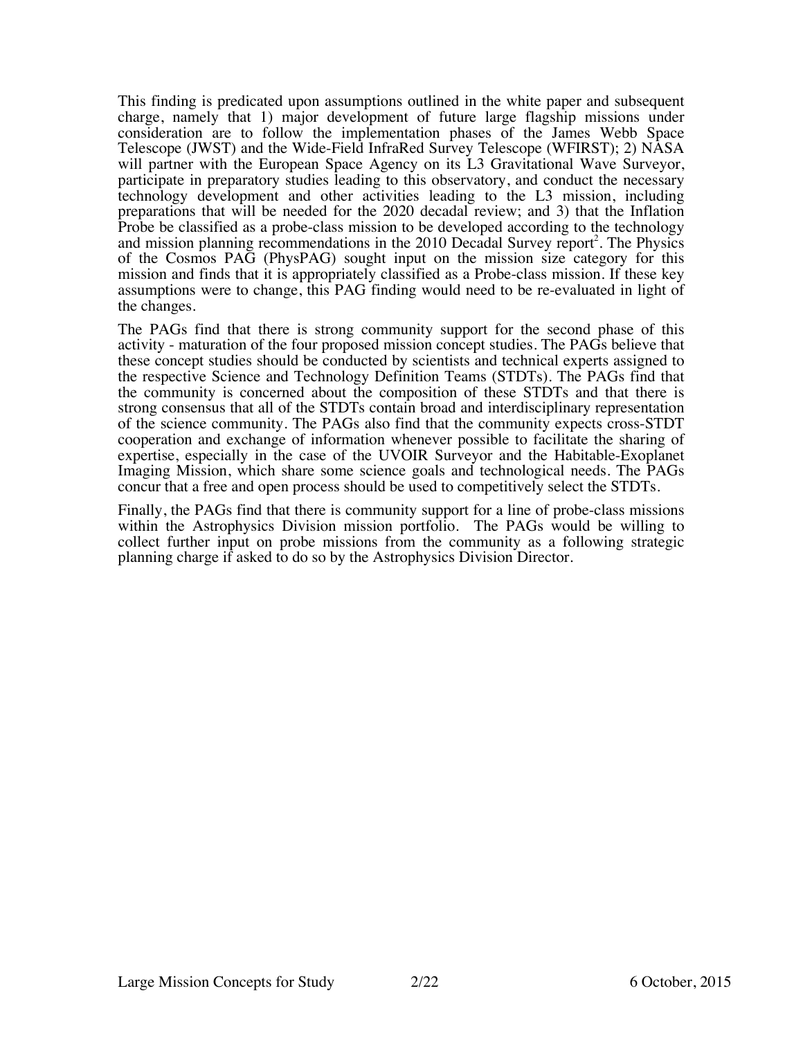This finding is predicated upon assumptions outlined in the white paper and subsequent charge, namely that 1) major development of future large flagship missions under consideration are to follow the implementation phases of the James Webb Space Telescope (JWST) and the Wide-Field InfraRed Survey Telescope (WFIRST); 2) NASA will partner with the European Space Agency on its L3 Gravitational Wave Surveyor, participate in preparatory studies leading to this observatory, and conduct the necessary technology development and other activities leading to the L3 mission, including preparations that will be needed for the 2020 decadal review; and 3) that the Inflation Probe be classified as a probe-class mission to be developed according to the technology and mission planning recommendations in the 2010 Decadal Survey report[2]. The Physics of the Cosmos PAG (PhysPAG) sought input on the mission size category for this mission and finds that it is appropriately classified as a Probe-class mission. If these key assumptions were to change, this PAG finding would need to be re-evaluated in light of the changes.

The PAGs find that there is strong community support for the second phase of this activity - maturation of the four proposed mission concept studies. The PAGs believe that these concept studies should be conducted by scientists and technical experts assigned to the respective Science and Technology Definition Teams (STDTs). The PAGs find that the community is concerned about the composition of these STDTs and that there is strong consensus that all of the STDTs contain broad and interdisciplinary representation of the science community. The PAGs also find that the community expects cross-STDT cooperation and exchange of information whenever possible to facilitate the sharing of expertise, especially in the case of the UVOIR Surveyor and the Habitable-Exoplanet Imaging Mission, which share some science goals and technological needs. The PAGs concur that a free and open process should be used to competitively select the STDTs.

Finally, the PAGs find that there is community support for a line of probe-class missions within the Astrophysics Division mission portfolio. The PAGs would be willing to collect further input on probe missions from the community as a following strategic planning charge if asked to do so by the Astrophysics Division Director.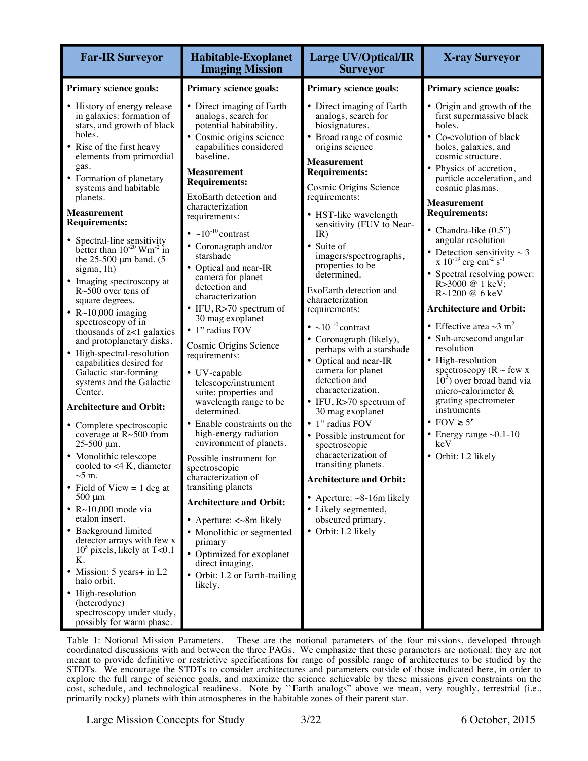| Far-IR Surveyor | Habitable-Exoplanet Imaging Mission | Large UV/Optical/IR Surveyor | X-ray Surveyor |
|---|---|---|---|
| **Primary science goals:**<br>• History of energy release in galaxies: formation of stars, and growth of black holes.<br>• Rise of the first heavy elements from primordial gas.<br>• Formation of planetary systems and habitable planets.<br>**Measurement Requirements:**<br>• Spectral-line sensitivity better than $10^{-20}$ Wm$^{-2}$ in the 25-500 μm band. (5 sigma, 1h)<br>• Imaging spectroscopy at R~500 over tens of square degrees.<br>• R~10,000 imaging spectroscopy of in thousands of z<1 galaxies and protoplanetary disks.<br>• High-spectral-resolution capabilities desired for Galactic star-forming systems and the Galactic Center.<br>**Architecture and Orbit:**<br>• Complete spectroscopic coverage at R~500 from 25-500 μm.<br>• Monolithic telescope cooled to <4 K, diameter ~5 m.<br>• Field of View = 1 deg at 500 μm<br>• R~10,000 mode via etalon insert.<br>• Background limited detector arrays with few x $10^5$ pixels, likely at T<0.1 K.<br>• Mission: 5 years+ in L2 halo orbit.<br>• High-resolution (heterodyne) spectroscopy under study, possibly for warm phase. | **Primary science goals:**<br>• Direct imaging of Earth analogs, search for potential habitability.<br>• Cosmic origins science capabilities considered baseline.<br>**Measurement Requirements:**<br>ExoEarth detection and characterization requirements:<br>• ~$10^{-10}$ contrast<br>• Coronagraph and/or starshade<br>• Optical and near-IR camera for planet detection and characterization<br>• IFU, R>70 spectrum of 30 mag exoplanet<br>• 1" radius FOV<br>Cosmic Origins Science requirements:<br>• UV-capable telescope/instrument suite: properties and wavelength range to be determined.<br>• Enable constraints on the high-energy radiation environment of planets.<br>Possible instrument for spectroscopic characterization of transiting planets<br>**Architecture and Orbit:**<br>• Aperture: <~8m likely<br>• Monolithic or segmented primary<br>• Optimized for exoplanet direct imaging,<br>• Orbit: L2 or Earth-trailing likely. | **Primary science goals:**<br>• Direct imaging of Earth analogs, search for biosignatures.<br>• Broad range of cosmic origins science<br>**Measurement Requirements:**<br>Cosmic Origins Science requirements:<br>• HST-like wavelength sensitivity (FUV to Near-IR)<br>• Suite of imagers/spectrographs, properties to be determined.<br>ExoEarth detection and characterization requirements:<br>• ~$10^{-10}$ contrast<br>• Coronagraph (likely), perhaps with a starshade<br>• Optical and near-IR camera for planet detection and characterization.<br>• IFU, R>70 spectrum of 30 mag exoplanet<br>• 1" radius FOV<br>• Possible instrument for spectroscopic characterization of transiting planets.<br>**Architecture and Orbit:**<br>• Aperture: ~8-16m likely<br>• Likely segmented, obscured primary.<br>• Orbit: L2 likely | **Primary science goals:**<br>• Origin and growth of the first supermassive black holes.<br>• Co-evolution of black holes, galaxies, and cosmic structure.<br>• Physics of accretion, particle acceleration, and cosmic plasmas.<br>**Measurement Requirements:**<br>• Chandra-like (0.5") angular resolution<br>• Detection sensitivity ~ 3 x $10^{-19}$ erg cm$^{-2}$ s$^{-1}$<br>• Spectral resolving power: R>3000 @ 1 keV; R~1200 @ 6 keV<br>**Architecture and Orbit:**<br>• Effective area ~3 m$^2$<br>• Sub-arcsecond angular resolution<br>• High-resolution spectroscopy (R ~ few x $10^3$) over broad band via micro-calorimeter & grating spectrometer instruments<br>• FOV ≳ 5′<br>• Energy range ~0.1-10 keV<br>• Orbit: L2 likely |

Table 1: Notional Mission Parameters. These are the notional parameters of the four missions, developed through coordinated discussions with and between the three PAGs. We emphasize that these parameters are notional: they are not meant to provide definitive or restrictive specifications for range of possible range of architectures to be studied by the STDTs. We encourage the STDTs to consider architectures and parameters outside of those indicated here, in order to explore the full range of science goals, and maximize the science achievable by these missions given constraints on the cost, schedule, and technological readiness. Note by ``Earth analogs" above we mean, very roughly, terrestrial (i.e., primarily rocky) planets with thin atmospheres in the habitable zones of their parent star.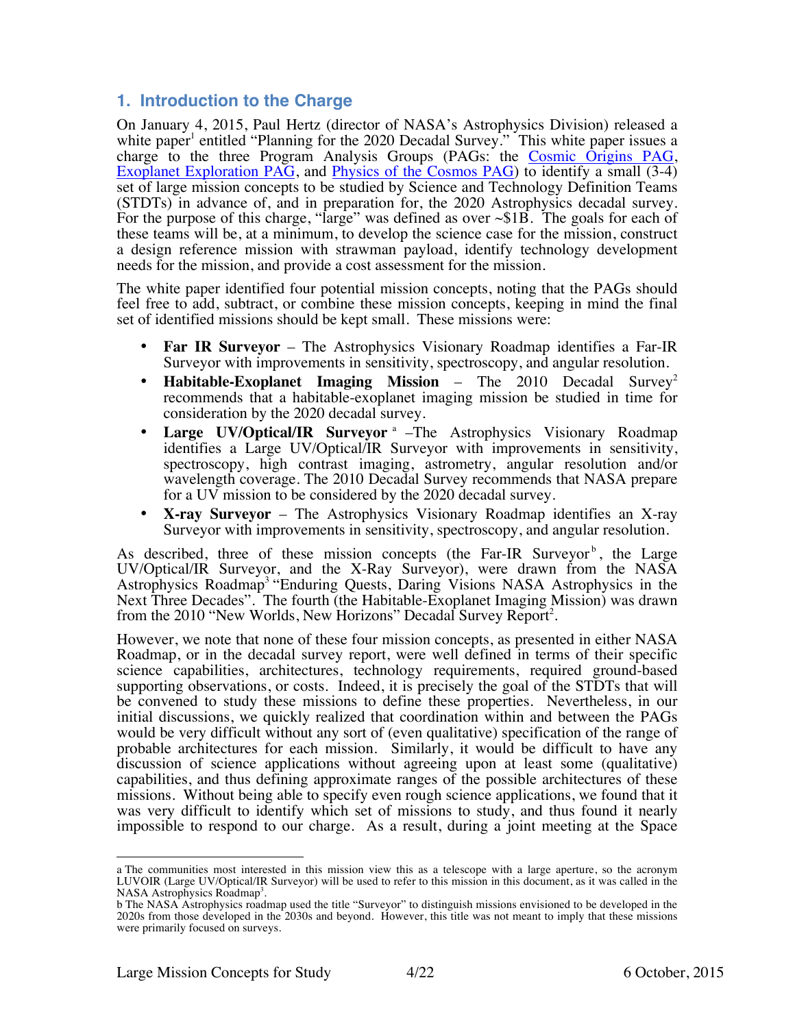## 1. Introduction to the Charge

On January 4, 2015, Paul Hertz (director of NASA's Astrophysics Division) released a white paper[1] entitled "Planning for the 2020 Decadal Survey." This white paper issues a charge to the three Program Analysis Groups (PAGs: the Cosmic Origins PAG, Exoplanet Exploration PAG, and Physics of the Cosmos PAG) to identify a small (3-4) set of large mission concepts to be studied by Science and Technology Definition Teams (STDTs) in advance of, and in preparation for, the 2020 Astrophysics decadal survey. For the purpose of this charge, "large" was defined as over ~$1B. The goals for each of these teams will be, at a minimum, to develop the science case for the mission, construct a design reference mission with strawman payload, identify technology development needs for the mission, and provide a cost assessment for the mission.

The white paper identified four potential mission concepts, noting that the PAGs should feel free to add, subtract, or combine these mission concepts, keeping in mind the final set of identified missions should be kept small. These missions were:

- **Far IR Surveyor** – The Astrophysics Visionary Roadmap identifies a Far-IR Surveyor with improvements in sensitivity, spectroscopy, and angular resolution.
- **Habitable-Exoplanet Imaging Mission** – The 2010 Decadal Survey[2] recommends that a habitable-exoplanet imaging mission be studied in time for consideration by the 2020 decadal survey.
- **Large UV/Optical/IR Surveyor**[a] –The Astrophysics Visionary Roadmap identifies a Large UV/Optical/IR Surveyor with improvements in sensitivity, spectroscopy, high contrast imaging, astrometry, angular resolution and/or wavelength coverage. The 2010 Decadal Survey recommends that NASA prepare for a UV mission to be considered by the 2020 decadal survey.
- **X-ray Surveyor** – The Astrophysics Visionary Roadmap identifies an X-ray Surveyor with improvements in sensitivity, spectroscopy, and angular resolution.

As described, three of these mission concepts (the Far-IR Surveyor[b], the Large UV/Optical/IR Surveyor, and the X-Ray Surveyor), were drawn from the NASA Astrophysics Roadmap[3] "Enduring Quests, Daring Visions NASA Astrophysics in the Next Three Decades". The fourth (the Habitable-Exoplanet Imaging Mission) was drawn from the 2010 "New Worlds, New Horizons" Decadal Survey Report[2].

However, we note that none of these four mission concepts, as presented in either NASA Roadmap, or in the decadal survey report, were well defined in terms of their specific science capabilities, architectures, technology requirements, required ground-based supporting observations, or costs. Indeed, it is precisely the goal of the STDTs that will be convened to study these missions to define these properties. Nevertheless, in our initial discussions, we quickly realized that coordination within and between the PAGs would be very difficult without any sort of (even qualitative) specification of the range of probable architectures for each mission. Similarly, it would be difficult to have any discussion of science applications without agreeing upon at least some (qualitative) capabilities, and thus defining approximate ranges of the possible architectures of these missions. Without being able to specify even rough science applications, we found that it was very difficult to identify which set of missions to study, and thus found it nearly impossible to respond to our charge. As a result, during a joint meeting at the Space

---

a The communities most interested in this mission view this as a telescope with a large aperture, so the acronym LUVOIR (Large UV/Optical/IR Surveyor) will be used to refer to this mission in this document, as it was called in the NASA Astrophysics Roadmap[3].

b The NASA Astrophysics roadmap used the title "Surveyor" to distinguish missions envisioned to be developed in the 2020s from those developed in the 2030s and beyond. However, this title was not meant to imply that these missions were primarily focused on surveys.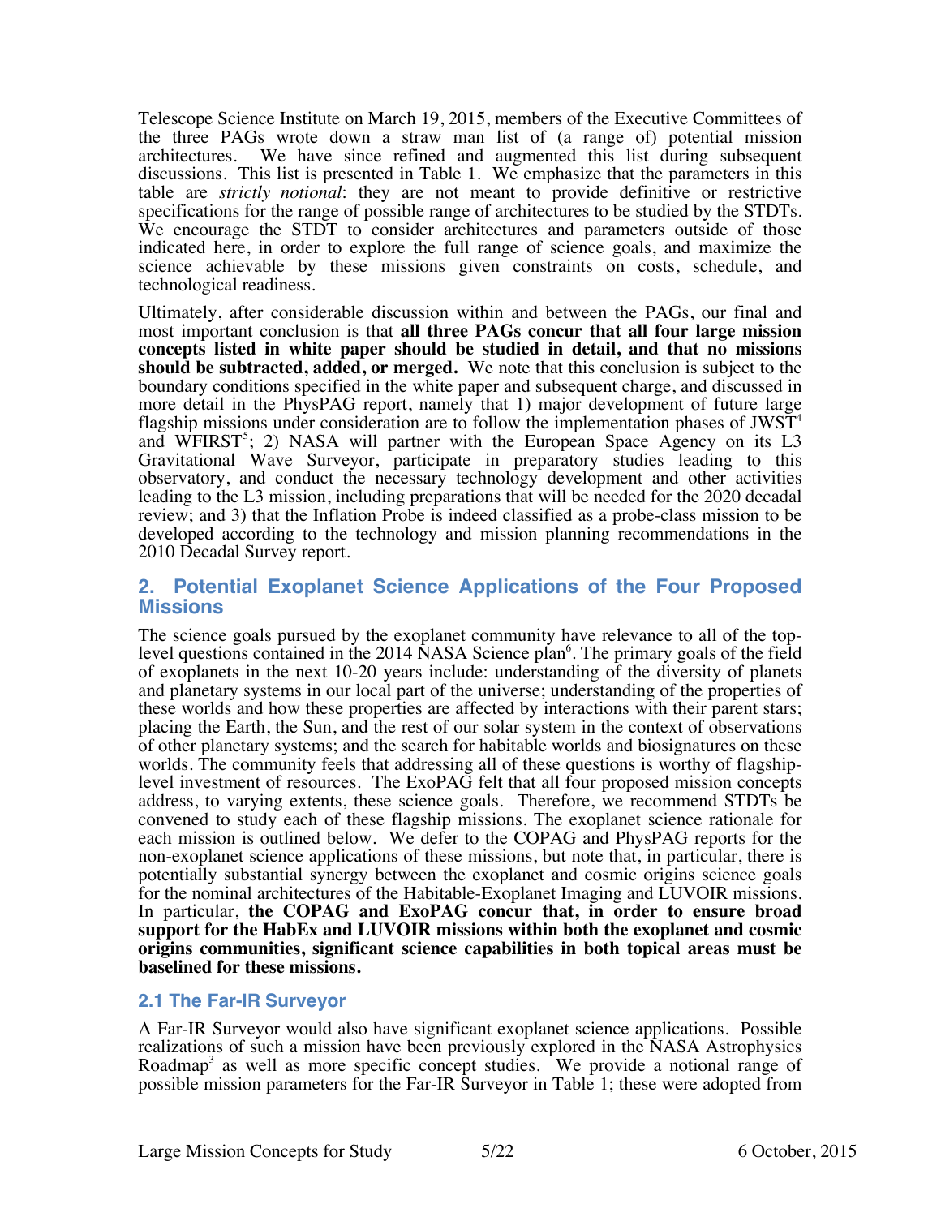Telescope Science Institute on March 19, 2015, members of the Executive Committees of the three PAGs wrote down a straw man list of (a range of) potential mission architectures. We have since refined and augmented this list during subsequent discussions. This list is presented in Table 1. We emphasize that the parameters in this table are *strictly notional*: they are not meant to provide definitive or restrictive specifications for the range of possible range of architectures to be studied by the STDTs. We encourage the STDT to consider architectures and parameters outside of those indicated here, in order to explore the full range of science goals, and maximize the science achievable by these missions given constraints on costs, schedule, and technological readiness.

Ultimately, after considerable discussion within and between the PAGs, our final and most important conclusion is that **all three PAGs concur that all four large mission concepts listed in white paper should be studied in detail, and that no missions should be subtracted, added, or merged.** We note that this conclusion is subject to the boundary conditions specified in the white paper and subsequent charge, and discussed in more detail in the PhysPAG report, namely that 1) major development of future large flagship missions under consideration are to follow the implementation phases of JWST[4] and WFIRST[5]; 2) NASA will partner with the European Space Agency on its L3 Gravitational Wave Surveyor, participate in preparatory studies leading to this observatory, and conduct the necessary technology development and other activities leading to the L3 mission, including preparations that will be needed for the 2020 decadal review; and 3) that the Inflation Probe is indeed classified as a probe-class mission to be developed according to the technology and mission planning recommendations in the 2010 Decadal Survey report.

## 2. Potential Exoplanet Science Applications of the Four Proposed Missions

The science goals pursued by the exoplanet community have relevance to all of the top-level questions contained in the 2014 NASA Science plan[6]. The primary goals of the field of exoplanets in the next 10-20 years include: understanding of the diversity of planets and planetary systems in our local part of the universe; understanding of the properties of these worlds and how these properties are affected by interactions with their parent stars; placing the Earth, the Sun, and the rest of our solar system in the context of observations of other planetary systems; and the search for habitable worlds and biosignatures on these worlds. The community feels that addressing all of these questions is worthy of flagship-level investment of resources. The ExoPAG felt that all four proposed mission concepts address, to varying extents, these science goals. Therefore, we recommend STDTs be convened to study each of these flagship missions. The exoplanet science rationale for each mission is outlined below. We defer to the COPAG and PhysPAG reports for the non-exoplanet science applications of these missions, but note that, in particular, there is potentially substantial synergy between the exoplanet and cosmic origins science goals for the nominal architectures of the Habitable-Exoplanet Imaging and LUVOIR missions. In particular, **the COPAG and ExoPAG concur that, in order to ensure broad support for the HabEx and LUVOIR missions within both the exoplanet and cosmic origins communities, significant science capabilities in both topical areas must be baselined for these missions.**

### 2.1 The Far-IR Surveyor

A Far-IR Surveyor would also have significant exoplanet science applications. Possible realizations of such a mission have been previously explored in the NASA Astrophysics Roadmap[3] as well as more specific concept studies. We provide a notional range of possible mission parameters for the Far-IR Surveyor in Table 1; these were adopted from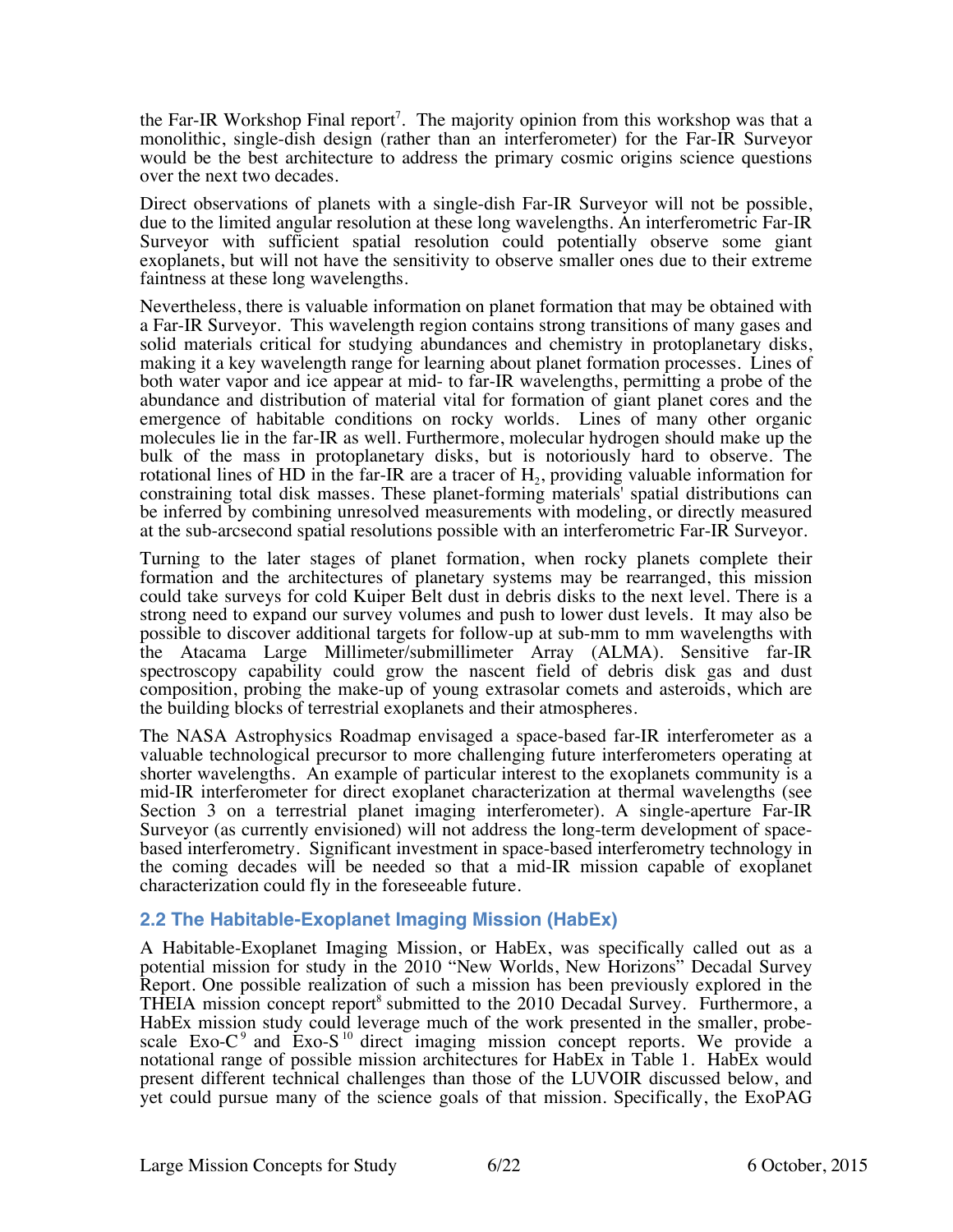the Far-IR Workshop Final report[7]. The majority opinion from this workshop was that a monolithic, single-dish design (rather than an interferometer) for the Far-IR Surveyor would be the best architecture to address the primary cosmic origins science questions over the next two decades.

Direct observations of planets with a single-dish Far-IR Surveyor will not be possible, due to the limited angular resolution at these long wavelengths. An interferometric Far-IR Surveyor with sufficient spatial resolution could potentially observe some giant exoplanets, but will not have the sensitivity to observe smaller ones due to their extreme faintness at these long wavelengths.

Nevertheless, there is valuable information on planet formation that may be obtained with a Far-IR Surveyor. This wavelength region contains strong transitions of many gases and solid materials critical for studying abundances and chemistry in protoplanetary disks, making it a key wavelength range for learning about planet formation processes. Lines of both water vapor and ice appear at mid- to far-IR wavelengths, permitting a probe of the abundance and distribution of material vital for formation of giant planet cores and the emergence of habitable conditions on rocky worlds. Lines of many other organic molecules lie in the far-IR as well. Furthermore, molecular hydrogen should make up the bulk of the mass in protoplanetary disks, but is notoriously hard to observe. The rotational lines of HD in the far-IR are a tracer of $H_2$, providing valuable information for constraining total disk masses. These planet-forming materials' spatial distributions can be inferred by combining unresolved measurements with modeling, or directly measured at the sub-arcsecond spatial resolutions possible with an interferometric Far-IR Surveyor.

Turning to the later stages of planet formation, when rocky planets complete their formation and the architectures of planetary systems may be rearranged, this mission could take surveys for cold Kuiper Belt dust in debris disks to the next level. There is a strong need to expand our survey volumes and push to lower dust levels. It may also be possible to discover additional targets for follow-up at sub-mm to mm wavelengths with the Atacama Large Millimeter/submillimeter Array (ALMA). Sensitive far-IR spectroscopy capability could grow the nascent field of debris disk gas and dust composition, probing the make-up of young extrasolar comets and asteroids, which are the building blocks of terrestrial exoplanets and their atmospheres.

The NASA Astrophysics Roadmap envisaged a space-based far-IR interferometer as a valuable technological precursor to more challenging future interferometers operating at shorter wavelengths. An example of particular interest to the exoplanets community is a mid-IR interferometer for direct exoplanet characterization at thermal wavelengths (see Section 3 on a terrestrial planet imaging interferometer). A single-aperture Far-IR Surveyor (as currently envisioned) will not address the long-term development of space-based interferometry. Significant investment in space-based interferometry technology in the coming decades will be needed so that a mid-IR mission capable of exoplanet characterization could fly in the foreseeable future.

## 2.2 The Habitable-Exoplanet Imaging Mission (HabEx)

A Habitable-Exoplanet Imaging Mission, or HabEx, was specifically called out as a potential mission for study in the 2010 "New Worlds, New Horizons" Decadal Survey Report. One possible realization of such a mission has been previously explored in the THEIA mission concept report[8] submitted to the 2010 Decadal Survey. Furthermore, a HabEx mission study could leverage much of the work presented in the smaller, probe-scale Exo-C[9] and Exo-S[10] direct imaging mission concept reports. We provide a notational range of possible mission architectures for HabEx in Table 1. HabEx would present different technical challenges than those of the LUVOIR discussed below, and yet could pursue many of the science goals of that mission. Specifically, the ExoPAG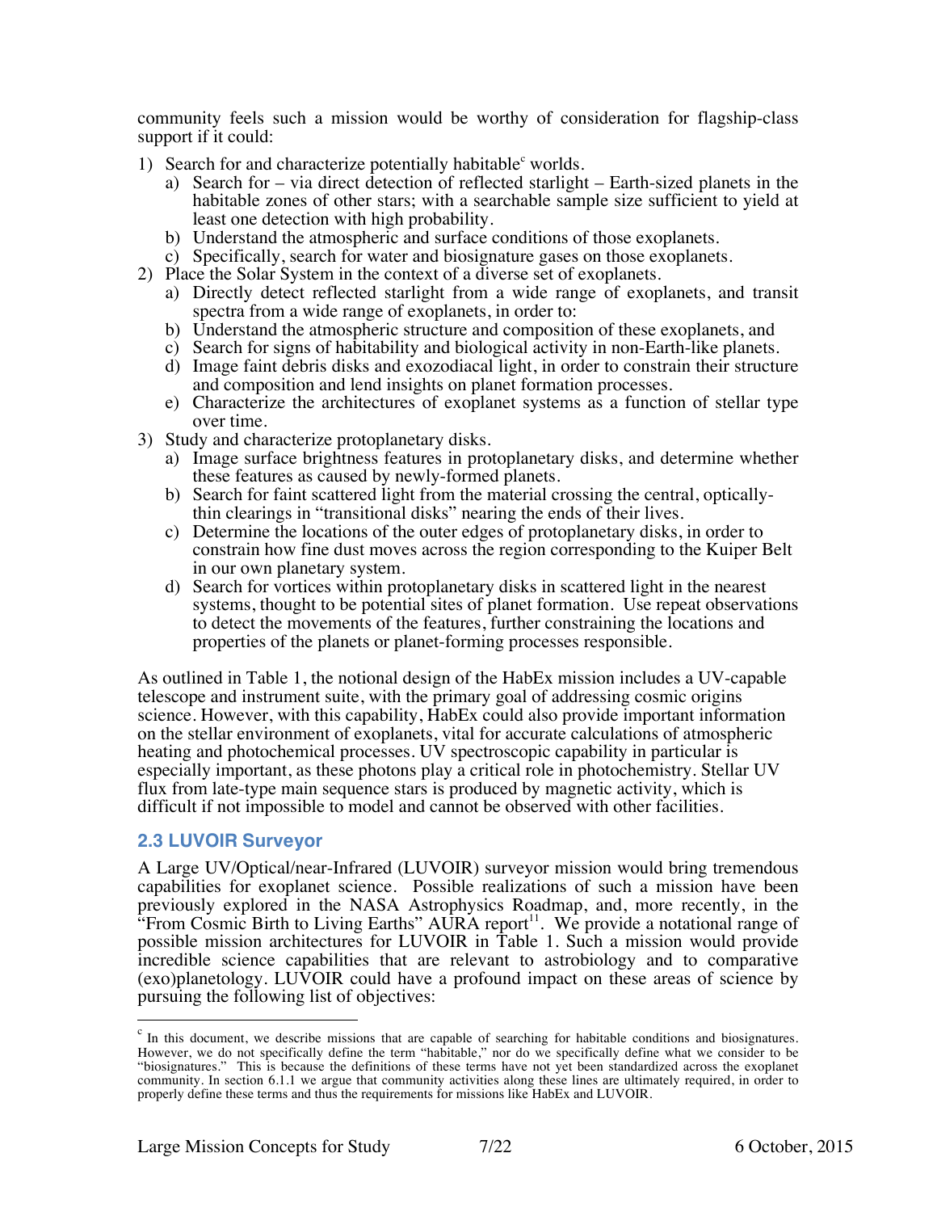community feels such a mission would be worthy of consideration for flagship-class support if it could:

1) Search for and characterize potentially habitable[c] worlds.
   a) Search for – via direct detection of reflected starlight – Earth-sized planets in the habitable zones of other stars; with a searchable sample size sufficient to yield at least one detection with high probability.
   b) Understand the atmospheric and surface conditions of those exoplanets.
   c) Specifically, search for water and biosignature gases on those exoplanets.
2) Place the Solar System in the context of a diverse set of exoplanets.
   a) Directly detect reflected starlight from a wide range of exoplanets, and transit spectra from a wide range of exoplanets, in order to:
   b) Understand the atmospheric structure and composition of these exoplanets, and
   c) Search for signs of habitability and biological activity in non-Earth-like planets.
   d) Image faint debris disks and exozodiacal light, in order to constrain their structure and composition and lend insights on planet formation processes.
   e) Characterize the architectures of exoplanet systems as a function of stellar type over time.
3) Study and characterize protoplanetary disks.
   a) Image surface brightness features in protoplanetary disks, and determine whether these features as caused by newly-formed planets.
   b) Search for faint scattered light from the material crossing the central, optically-thin clearings in "transitional disks" nearing the ends of their lives.
   c) Determine the locations of the outer edges of protoplanetary disks, in order to constrain how fine dust moves across the region corresponding to the Kuiper Belt in our own planetary system.
   d) Search for vortices within protoplanetary disks in scattered light in the nearest systems, thought to be potential sites of planet formation. Use repeat observations to detect the movements of the features, further constraining the locations and properties of the planets or planet-forming processes responsible.

As outlined in Table 1, the notional design of the HabEx mission includes a UV-capable telescope and instrument suite, with the primary goal of addressing cosmic origins science. However, with this capability, HabEx could also provide important information on the stellar environment of exoplanets, vital for accurate calculations of atmospheric heating and photochemical processes. UV spectroscopic capability in particular is especially important, as these photons play a critical role in photochemistry. Stellar UV flux from late-type main sequence stars is produced by magnetic activity, which is difficult if not impossible to model and cannot be observed with other facilities.

### 2.3 LUVOIR Surveyor

A Large UV/Optical/near-Infrared (LUVOIR) surveyor mission would bring tremendous capabilities for exoplanet science. Possible realizations of such a mission have been previously explored in the NASA Astrophysics Roadmap, and, more recently, in the "From Cosmic Birth to Living Earths" AURA report[11]. We provide a notational range of possible mission architectures for LUVOIR in Table 1. Such a mission would provide incredible science capabilities that are relevant to astrobiology and to comparative (exo)planetology. LUVOIR could have a profound impact on these areas of science by pursuing the following list of objectives:

[c] In this document, we describe missions that are capable of searching for habitable conditions and biosignatures. However, we do not specifically define the term "habitable," nor do we specifically define what we consider to be "biosignatures." This is because the definitions of these terms have not yet been standardized across the exoplanet community. In section 6.1.1 we argue that community activities along these lines are ultimately required, in order to properly define these terms and thus the requirements for missions like HabEx and LUVOIR.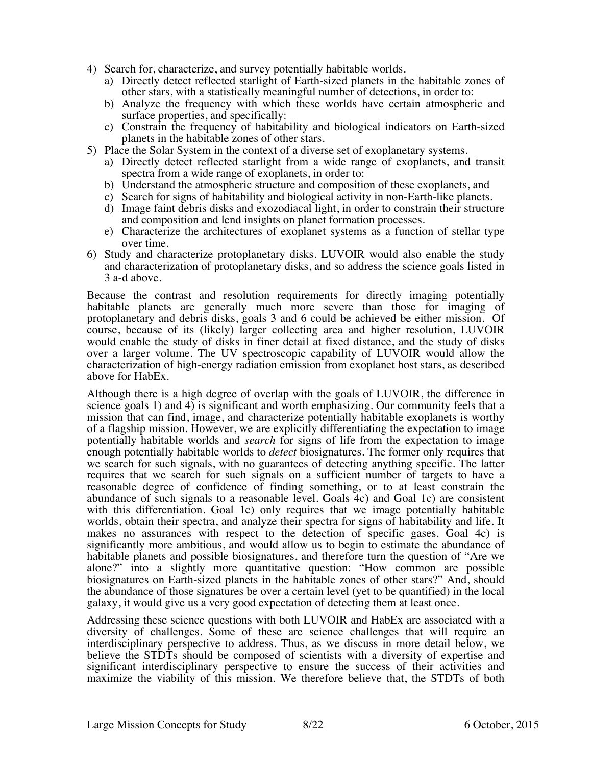4) Search for, characterize, and survey potentially habitable worlds.
   a) Directly detect reflected starlight of Earth-sized planets in the habitable zones of other stars, with a statistically meaningful number of detections, in order to:
   b) Analyze the frequency with which these worlds have certain atmospheric and surface properties, and specifically:
   c) Constrain the frequency of habitability and biological indicators on Earth-sized planets in the habitable zones of other stars.
5) Place the Solar System in the context of a diverse set of exoplanetary systems.
   a) Directly detect reflected starlight from a wide range of exoplanets, and transit spectra from a wide range of exoplanets, in order to:
   b) Understand the atmospheric structure and composition of these exoplanets, and
   c) Search for signs of habitability and biological activity in non-Earth-like planets.
   d) Image faint debris disks and exozodiacal light, in order to constrain their structure and composition and lend insights on planet formation processes.
   e) Characterize the architectures of exoplanet systems as a function of stellar type over time.
6) Study and characterize protoplanetary disks. LUVOIR would also enable the study and characterization of protoplanetary disks, and so address the science goals listed in 3 a-d above.

Because the contrast and resolution requirements for directly imaging potentially habitable planets are generally much more severe than those for imaging of protoplanetary and debris disks, goals 3 and 6 could be achieved be either mission. Of course, because of its (likely) larger collecting area and higher resolution, LUVOIR would enable the study of disks in finer detail at fixed distance, and the study of disks over a larger volume. The UV spectroscopic capability of LUVOIR would allow the characterization of high-energy radiation emission from exoplanet host stars, as described above for HabEx.

Although there is a high degree of overlap with the goals of LUVOIR, the difference in science goals 1) and 4) is significant and worth emphasizing. Our community feels that a mission that can find, image, and characterize potentially habitable exoplanets is worthy of a flagship mission. However, we are explicitly differentiating the expectation to image potentially habitable worlds and *search* for signs of life from the expectation to image enough potentially habitable worlds to *detect* biosignatures. The former only requires that we search for such signals, with no guarantees of detecting anything specific. The latter requires that we search for such signals on a sufficient number of targets to have a reasonable degree of confidence of finding something, or to at least constrain the abundance of such signals to a reasonable level. Goals 4c) and Goal 1c) are consistent with this differentiation. Goal 1c) only requires that we image potentially habitable worlds, obtain their spectra, and analyze their spectra for signs of habitability and life. It makes no assurances with respect to the detection of specific gases. Goal 4c) is significantly more ambitious, and would allow us to begin to estimate the abundance of habitable planets and possible biosignatures, and therefore turn the question of "Are we alone?" into a slightly more quantitative question: "How common are possible biosignatures on Earth-sized planets in the habitable zones of other stars?" And, should the abundance of those signatures be over a certain level (yet to be quantified) in the local galaxy, it would give us a very good expectation of detecting them at least once.

Addressing these science questions with both LUVOIR and HabEx are associated with a diversity of challenges. Some of these are science challenges that will require an interdisciplinary perspective to address. Thus, as we discuss in more detail below, we believe the STDTs should be composed of scientists with a diversity of expertise and significant interdisciplinary perspective to ensure the success of their activities and maximize the viability of this mission. We therefore believe that, the STDTs of both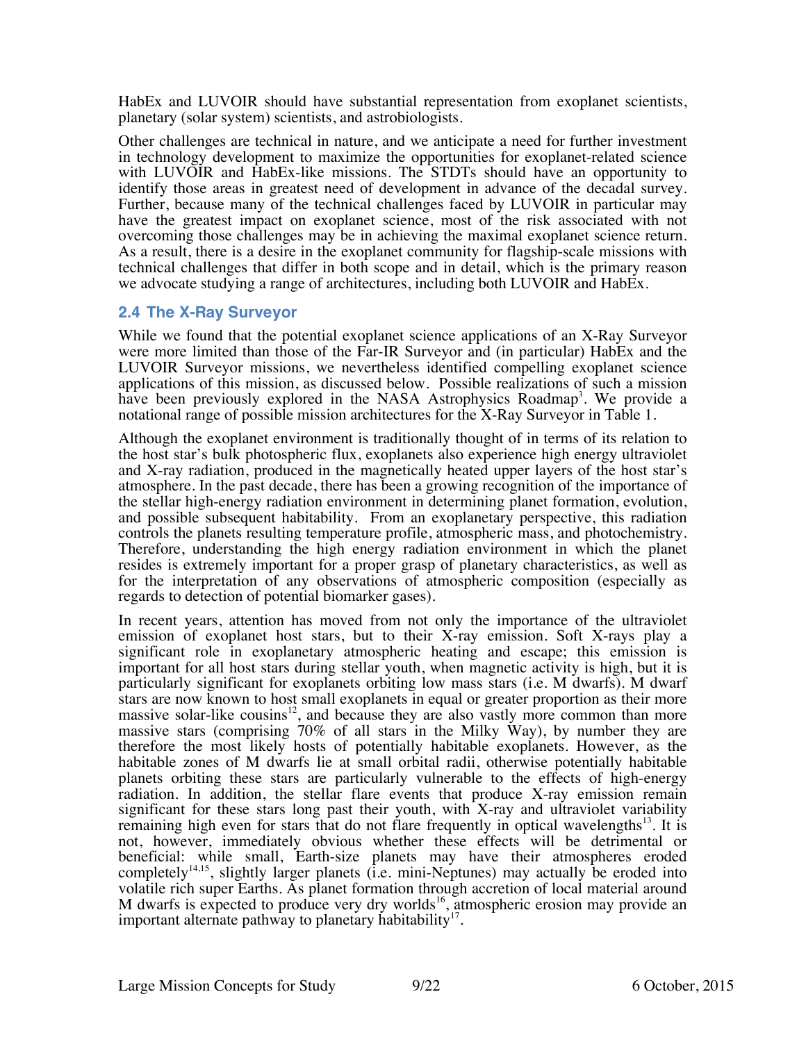HabEx and LUVOIR should have substantial representation from exoplanet scientists, planetary (solar system) scientists, and astrobiologists.

Other challenges are technical in nature, and we anticipate a need for further investment in technology development to maximize the opportunities for exoplanet-related science with LUVOIR and HabEx-like missions. The STDTs should have an opportunity to identify those areas in greatest need of development in advance of the decadal survey. Further, because many of the technical challenges faced by LUVOIR in particular may have the greatest impact on exoplanet science, most of the risk associated with not overcoming those challenges may be in achieving the maximal exoplanet science return. As a result, there is a desire in the exoplanet community for flagship-scale missions with technical challenges that differ in both scope and in detail, which is the primary reason we advocate studying a range of architectures, including both LUVOIR and HabEx.

## 2.4 The X-Ray Surveyor

While we found that the potential exoplanet science applications of an X-Ray Surveyor were more limited than those of the Far-IR Surveyor and (in particular) HabEx and the LUVOIR Surveyor missions, we nevertheless identified compelling exoplanet science applications of this mission, as discussed below. Possible realizations of such a mission have been previously explored in the NASA Astrophysics Roadmap[3]. We provide a notational range of possible mission architectures for the X-Ray Surveyor in Table 1.

Although the exoplanet environment is traditionally thought of in terms of its relation to the host star's bulk photospheric flux, exoplanets also experience high energy ultraviolet and X-ray radiation, produced in the magnetically heated upper layers of the host star's atmosphere. In the past decade, there has been a growing recognition of the importance of the stellar high-energy radiation environment in determining planet formation, evolution, and possible subsequent habitability. From an exoplanetary perspective, this radiation controls the planets resulting temperature profile, atmospheric mass, and photochemistry. Therefore, understanding the high energy radiation environment in which the planet resides is extremely important for a proper grasp of planetary characteristics, as well as for the interpretation of any observations of atmospheric composition (especially as regards to detection of potential biomarker gases).

In recent years, attention has moved from not only the importance of the ultraviolet emission of exoplanet host stars, but to their X-ray emission. Soft X-rays play a significant role in exoplanetary atmospheric heating and escape; this emission is important for all host stars during stellar youth, when magnetic activity is high, but it is particularly significant for exoplanets orbiting low mass stars (i.e. M dwarfs). M dwarf stars are now known to host small exoplanets in equal or greater proportion as their more massive solar-like cousins[12], and because they are also vastly more common than more massive stars (comprising 70% of all stars in the Milky Way), by number they are therefore the most likely hosts of potentially habitable exoplanets. However, as the habitable zones of M dwarfs lie at small orbital radii, otherwise potentially habitable planets orbiting these stars are particularly vulnerable to the effects of high-energy radiation. In addition, the stellar flare events that produce X-ray emission remain significant for these stars long past their youth, with X-ray and ultraviolet variability remaining high even for stars that do not flare frequently in optical wavelengths[13]. It is not, however, immediately obvious whether these effects will be detrimental or beneficial: while small, Earth-size planets may have their atmospheres eroded completely[14,15], slightly larger planets (i.e. mini-Neptunes) may actually be eroded into volatile rich super Earths. As planet formation through accretion of local material around M dwarfs is expected to produce very dry worlds[16], atmospheric erosion may provide an important alternate pathway to planetary habitability[17].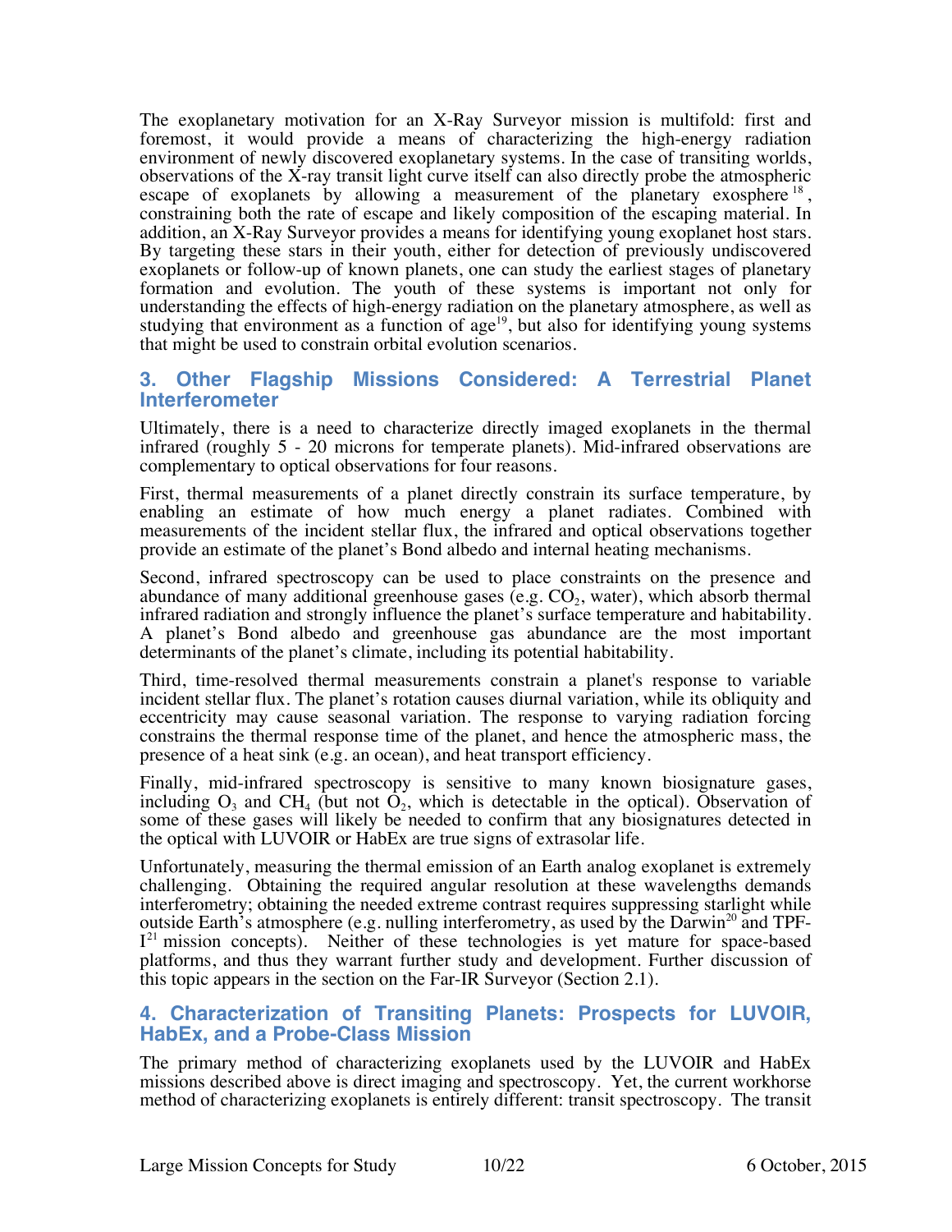The exoplanetary motivation for an X-Ray Surveyor mission is multifold: first and foremost, it would provide a means of characterizing the high-energy radiation environment of newly discovered exoplanetary systems. In the case of transiting worlds, observations of the X-ray transit light curve itself can also directly probe the atmospheric escape of exoplanets by allowing a measurement of the planetary exosphere [18], constraining both the rate of escape and likely composition of the escaping material. In addition, an X-Ray Surveyor provides a means for identifying young exoplanet host stars. By targeting these stars in their youth, either for detection of previously undiscovered exoplanets or follow-up of known planets, one can study the earliest stages of planetary formation and evolution. The youth of these systems is important not only for understanding the effects of high-energy radiation on the planetary atmosphere, as well as studying that environment as a function of age[19], but also for identifying young systems that might be used to constrain orbital evolution scenarios.

## 3. Other Flagship Missions Considered: A Terrestrial Planet Interferometer

Ultimately, there is a need to characterize directly imaged exoplanets in the thermal infrared (roughly 5 - 20 microns for temperate planets). Mid-infrared observations are complementary to optical observations for four reasons.

First, thermal measurements of a planet directly constrain its surface temperature, by enabling an estimate of how much energy a planet radiates. Combined with measurements of the incident stellar flux, the infrared and optical observations together provide an estimate of the planet's Bond albedo and internal heating mechanisms.

Second, infrared spectroscopy can be used to place constraints on the presence and abundance of many additional greenhouse gases (e.g. $CO_2$, water), which absorb thermal infrared radiation and strongly influence the planet's surface temperature and habitability. A planet's Bond albedo and greenhouse gas abundance are the most important determinants of the planet's climate, including its potential habitability.

Third, time-resolved thermal measurements constrain a planet's response to variable incident stellar flux. The planet's rotation causes diurnal variation, while its obliquity and eccentricity may cause seasonal variation. The response to varying radiation forcing constrains the thermal response time of the planet, and hence the atmospheric mass, the presence of a heat sink (e.g. an ocean), and heat transport efficiency.

Finally, mid-infrared spectroscopy is sensitive to many known biosignature gases, including $O_3$ and $CH_4$ (but not $O_2$, which is detectable in the optical). Observation of some of these gases will likely be needed to confirm that any biosignatures detected in the optical with LUVOIR or HabEx are true signs of extrasolar life.

Unfortunately, measuring the thermal emission of an Earth analog exoplanet is extremely challenging. Obtaining the required angular resolution at these wavelengths demands interferometry; obtaining the needed extreme contrast requires suppressing starlight while outside Earth's atmosphere (e.g. nulling interferometry, as used by the Darwin[20] and TPF-I[21] mission concepts). Neither of these technologies is yet mature for space-based platforms, and thus they warrant further study and development. Further discussion of this topic appears in the section on the Far-IR Surveyor (Section 2.1).

## 4. Characterization of Transiting Planets: Prospects for LUVOIR, HabEx, and a Probe-Class Mission

The primary method of characterizing exoplanets used by the LUVOIR and HabEx missions described above is direct imaging and spectroscopy. Yet, the current workhorse method of characterizing exoplanets is entirely different: transit spectroscopy. The transit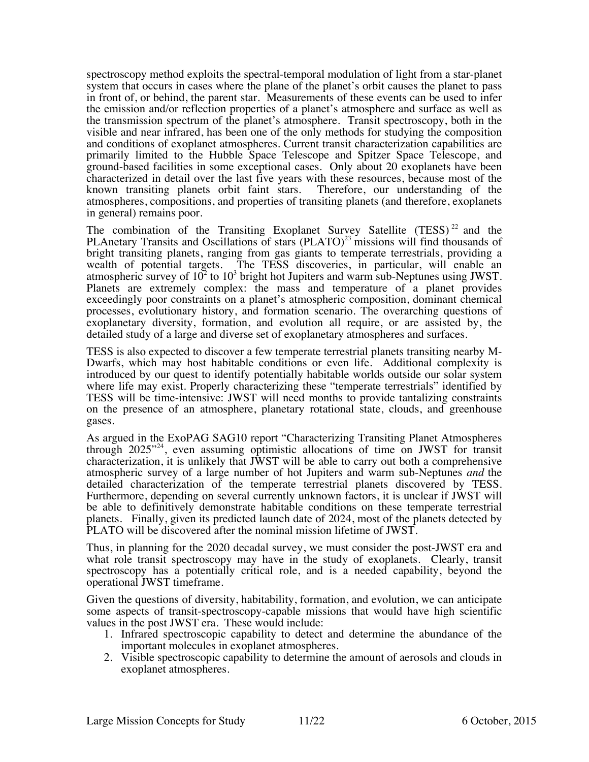spectroscopy method exploits the spectral-temporal modulation of light from a star-planet system that occurs in cases where the plane of the planet's orbit causes the planet to pass in front of, or behind, the parent star. Measurements of these events can be used to infer the emission and/or reflection properties of a planet's atmosphere and surface as well as the transmission spectrum of the planet's atmosphere. Transit spectroscopy, both in the visible and near infrared, has been one of the only methods for studying the composition and conditions of exoplanet atmospheres. Current transit characterization capabilities are primarily limited to the Hubble Space Telescope and Spitzer Space Telescope, and ground-based facilities in some exceptional cases. Only about 20 exoplanets have been characterized in detail over the last five years with these resources, because most of the known transiting planets orbit faint stars. Therefore, our understanding of the atmospheres, compositions, and properties of transiting planets (and therefore, exoplanets in general) remains poor.

The combination of the Transiting Exoplanet Survey Satellite (TESS)[22] and the PLAnetary Transits and Oscillations of stars (PLATO)[23] missions will find thousands of bright transiting planets, ranging from gas giants to temperate terrestrials, providing a wealth of potential targets. The TESS discoveries, in particular, will enable an atmospheric survey of $10^2$ to $10^3$ bright hot Jupiters and warm sub-Neptunes using JWST. Planets are extremely complex: the mass and temperature of a planet provides exceedingly poor constraints on a planet's atmospheric composition, dominant chemical processes, evolutionary history, and formation scenario. The overarching questions of exoplanetary diversity, formation, and evolution all require, or are assisted by, the detailed study of a large and diverse set of exoplanetary atmospheres and surfaces.

TESS is also expected to discover a few temperate terrestrial planets transiting nearby M-Dwarfs, which may host habitable conditions or even life. Additional complexity is introduced by our quest to identify potentially habitable worlds outside our solar system where life may exist. Properly characterizing these "temperate terrestrials" identified by TESS will be time-intensive: JWST will need months to provide tantalizing constraints on the presence of an atmosphere, planetary rotational state, clouds, and greenhouse gases.

As argued in the ExoPAG SAG10 report "Characterizing Transiting Planet Atmospheres through 2025"[24], even assuming optimistic allocations of time on JWST for transit characterization, it is unlikely that JWST will be able to carry out both a comprehensive atmospheric survey of a large number of hot Jupiters and warm sub-Neptunes *and* the detailed characterization of the temperate terrestrial planets discovered by TESS. Furthermore, depending on several currently unknown factors, it is unclear if JWST will be able to definitively demonstrate habitable conditions on these temperate terrestrial planets. Finally, given its predicted launch date of 2024, most of the planets detected by PLATO will be discovered after the nominal mission lifetime of JWST.

Thus, in planning for the 2020 decadal survey, we must consider the post-JWST era and what role transit spectroscopy may have in the study of exoplanets. Clearly, transit spectroscopy has a potentially critical role, and is a needed capability, beyond the operational JWST timeframe.

Given the questions of diversity, habitability, formation, and evolution, we can anticipate some aspects of transit-spectroscopy-capable missions that would have high scientific values in the post JWST era. These would include:

1. Infrared spectroscopic capability to detect and determine the abundance of the important molecules in exoplanet atmospheres.
2. Visible spectroscopic capability to determine the amount of aerosols and clouds in exoplanet atmospheres.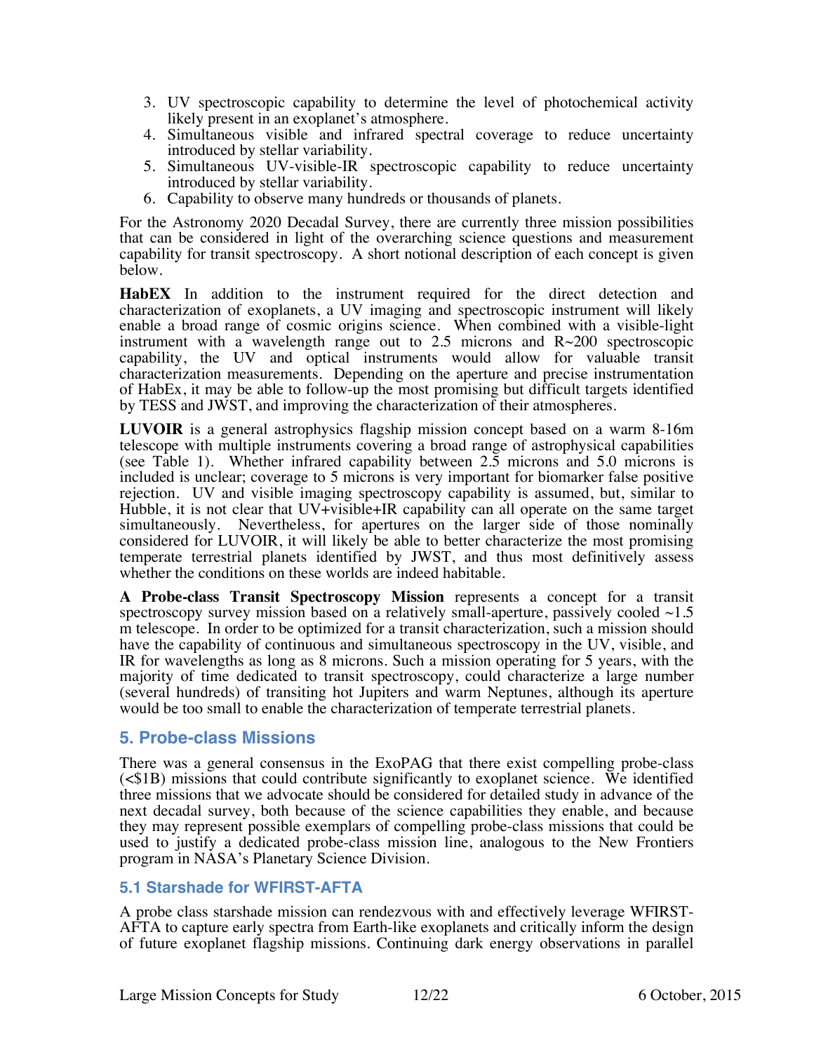3. UV spectroscopic capability to determine the level of photochemical activity likely present in an exoplanet's atmosphere.
4. Simultaneous visible and infrared spectral coverage to reduce uncertainty introduced by stellar variability.
5. Simultaneous UV-visible-IR spectroscopic capability to reduce uncertainty introduced by stellar variability.
6. Capability to observe many hundreds or thousands of planets.

For the Astronomy 2020 Decadal Survey, there are currently three mission possibilities that can be considered in light of the overarching science questions and measurement capability for transit spectroscopy. A short notional description of each concept is given below.

**HabEX** In addition to the instrument required for the direct detection and characterization of exoplanets, a UV imaging and spectroscopic instrument will likely enable a broad range of cosmic origins science. When combined with a visible-light instrument with a wavelength range out to 2.5 microns and R~200 spectroscopic capability, the UV and optical instruments would allow for valuable transit characterization measurements. Depending on the aperture and precise instrumentation of HabEx, it may be able to follow-up the most promising but difficult targets identified by TESS and JWST, and improving the characterization of their atmospheres.

**LUVOIR** is a general astrophysics flagship mission concept based on a warm 8-16m telescope with multiple instruments covering a broad range of astrophysical capabilities (see Table 1). Whether infrared capability between 2.5 microns and 5.0 microns is included is unclear; coverage to 5 microns is very important for biomarker false positive rejection. UV and visible imaging spectroscopy capability is assumed, but, similar to Hubble, it is not clear that UV+visible+IR capability can all operate on the same target simultaneously. Nevertheless, for apertures on the larger side of those nominally considered for LUVOIR, it will likely be able to better characterize the most promising temperate terrestrial planets identified by JWST, and thus most definitively assess whether the conditions on these worlds are indeed habitable.

**A Probe-class Transit Spectroscopy Mission** represents a concept for a transit spectroscopy survey mission based on a relatively small-aperture, passively cooled ~1.5 m telescope. In order to be optimized for a transit characterization, such a mission should have the capability of continuous and simultaneous spectroscopy in the UV, visible, and IR for wavelengths as long as 8 microns. Such a mission operating for 5 years, with the majority of time dedicated to transit spectroscopy, could characterize a large number (several hundreds) of transiting hot Jupiters and warm Neptunes, although its aperture would be too small to enable the characterization of temperate terrestrial planets.

## 5. Probe-class Missions

There was a general consensus in the ExoPAG that there exist compelling probe-class (<$1B) missions that could contribute significantly to exoplanet science. We identified three missions that we advocate should be considered for detailed study in advance of the next decadal survey, both because of the science capabilities they enable, and because they may represent possible exemplars of compelling probe-class missions that could be used to justify a dedicated probe-class mission line, analogous to the New Frontiers program in NASA's Planetary Science Division.

### 5.1 Starshade for WFIRST-AFTA

A probe class starshade mission can rendezvous with and effectively leverage WFIRST-AFTA to capture early spectra from Earth-like exoplanets and critically inform the design of future exoplanet flagship missions. Continuing dark energy observations in parallel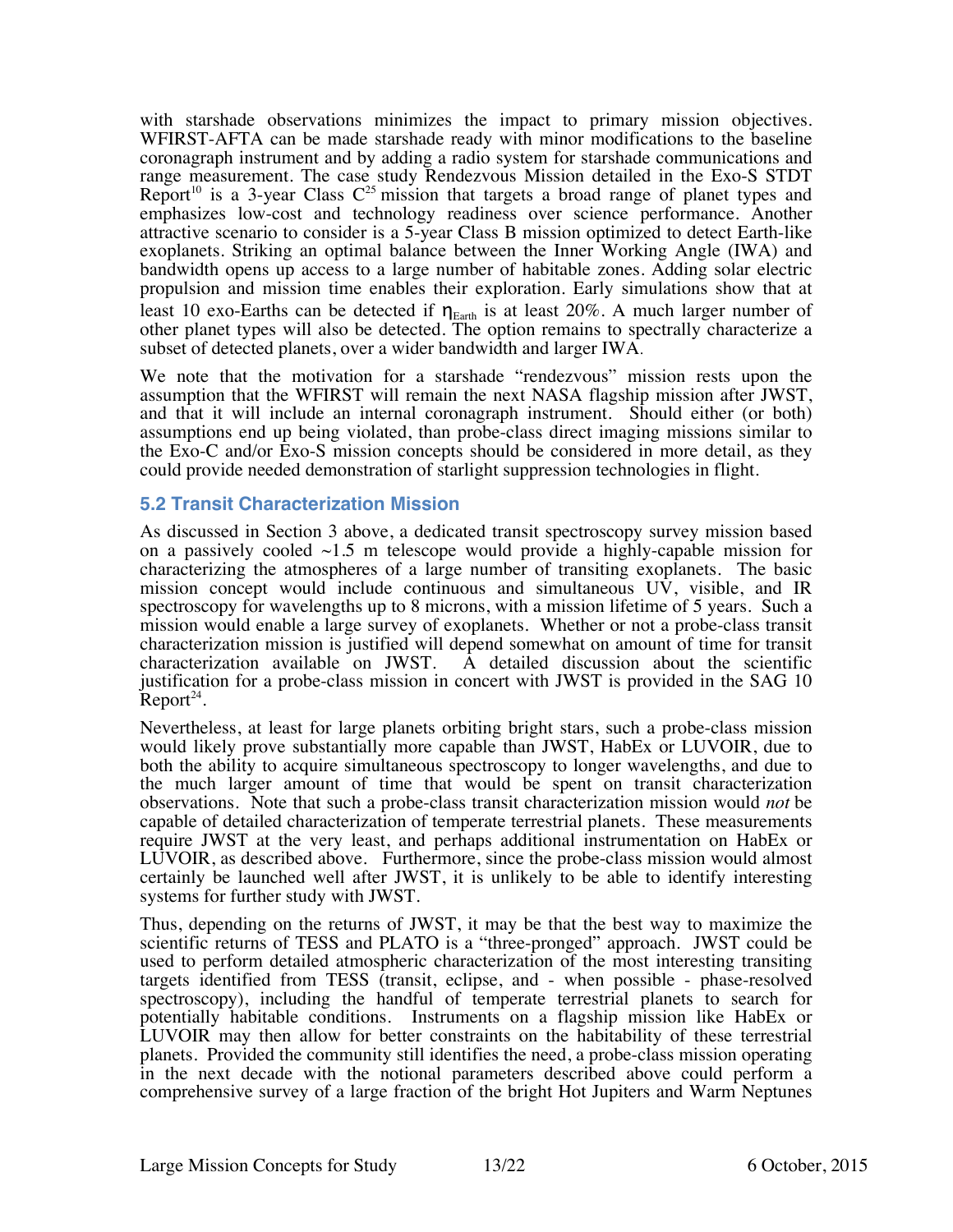with starshade observations minimizes the impact to primary mission objectives. WFIRST-AFTA can be made starshade ready with minor modifications to the baseline coronagraph instrument and by adding a radio system for starshade communications and range measurement. The case study Rendezvous Mission detailed in the Exo-S STDT Report[10] is a 3-year Class C[25] mission that targets a broad range of planet types and emphasizes low-cost and technology readiness over science performance. Another attractive scenario to consider is a 5-year Class B mission optimized to detect Earth-like exoplanets. Striking an optimal balance between the Inner Working Angle (IWA) and bandwidth opens up access to a large number of habitable zones. Adding solar electric propulsion and mission time enables their exploration. Early simulations show that at least 10 exo-Earths can be detected if $\eta_{Earth}$ is at least 20%. A much larger number of other planet types will also be detected. The option remains to spectrally characterize a subset of detected planets, over a wider bandwidth and larger IWA.

We note that the motivation for a starshade "rendezvous" mission rests upon the assumption that the WFIRST will remain the next NASA flagship mission after JWST, and that it will include an internal coronagraph instrument. Should either (or both) assumptions end up being violated, than probe-class direct imaging missions similar to the Exo-C and/or Exo-S mission concepts should be considered in more detail, as they could provide needed demonstration of starlight suppression technologies in flight.

### 5.2 Transit Characterization Mission

As discussed in Section 3 above, a dedicated transit spectroscopy survey mission based on a passively cooled ~1.5 m telescope would provide a highly-capable mission for characterizing the atmospheres of a large number of transiting exoplanets. The basic mission concept would include continuous and simultaneous UV, visible, and IR spectroscopy for wavelengths up to 8 microns, with a mission lifetime of 5 years. Such a mission would enable a large survey of exoplanets. Whether or not a probe-class transit characterization mission is justified will depend somewhat on amount of time for transit characterization available on JWST. A detailed discussion about the scientific justification for a probe-class mission in concert with JWST is provided in the SAG 10 Report[24].

Nevertheless, at least for large planets orbiting bright stars, such a probe-class mission would likely prove substantially more capable than JWST, HabEx or LUVOIR, due to both the ability to acquire simultaneous spectroscopy to longer wavelengths, and due to the much larger amount of time that would be spent on transit characterization observations. Note that such a probe-class transit characterization mission would *not* be capable of detailed characterization of temperate terrestrial planets. These measurements require JWST at the very least, and perhaps additional instrumentation on HabEx or LUVOIR, as described above. Furthermore, since the probe-class mission would almost certainly be launched well after JWST, it is unlikely to be able to identify interesting systems for further study with JWST.

Thus, depending on the returns of JWST, it may be that the best way to maximize the scientific returns of TESS and PLATO is a "three-pronged" approach. JWST could be used to perform detailed atmospheric characterization of the most interesting transiting targets identified from TESS (transit, eclipse, and - when possible - phase-resolved spectroscopy), including the handful of temperate terrestrial planets to search for potentially habitable conditions. Instruments on a flagship mission like HabEx or LUVOIR may then allow for better constraints on the habitability of these terrestrial planets. Provided the community still identifies the need, a probe-class mission operating in the next decade with the notional parameters described above could perform a comprehensive survey of a large fraction of the bright Hot Jupiters and Warm Neptunes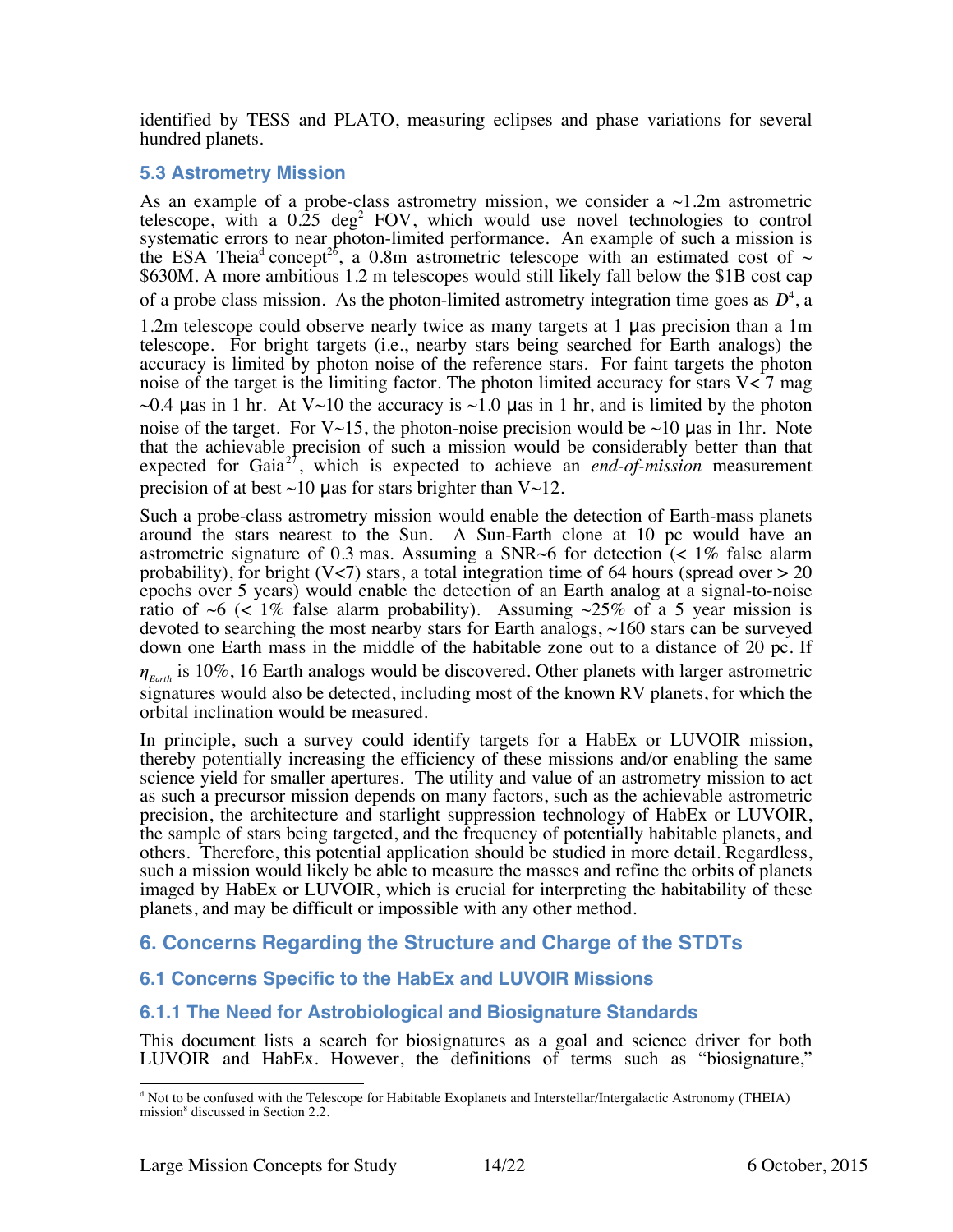identified by TESS and PLATO, measuring eclipses and phase variations for several hundred planets.

### 5.3 Astrometry Mission

As an example of a probe-class astrometry mission, we consider a ~1.2m astrometric telescope, with a 0.25 deg$^2$ FOV, which would use novel technologies to control systematic errors to near photon-limited performance. An example of such a mission is the ESA Theia[d] concept[26], a 0.8m astrometric telescope with an estimated cost of ~ \$630M. A more ambitious 1.2 m telescopes would still likely fall below the \$1B cost cap of a probe class mission. As the photon-limited astrometry integration time goes as $D^4$, a 1.2m telescope could observe nearly twice as many targets at 1 μas precision than a 1m telescope. For bright targets (i.e., nearby stars being searched for Earth analogs) the accuracy is limited by photon noise of the reference stars. For faint targets the photon noise of the target is the limiting factor. The photon limited accuracy for stars V< 7 mag ~0.4 μas in 1 hr. At V~10 the accuracy is ~1.0 μas in 1 hr, and is limited by the photon noise of the target. For V~15, the photon-noise precision would be ~10 μas in 1hr. Note that the achievable precision of such a mission would be considerably better than that expected for Gaia[27], which is expected to achieve an *end-of-mission* measurement precision of at best ~10 μas for stars brighter than V~12.

Such a probe-class astrometry mission would enable the detection of Earth-mass planets around the stars nearest to the Sun. A Sun-Earth clone at 10 pc would have an astrometric signature of 0.3 mas. Assuming a SNR~6 for detection (< 1% false alarm probability), for bright (V<7) stars, a total integration time of 64 hours (spread over > 20 epochs over 5 years) would enable the detection of an Earth analog at a signal-to-noise ratio of ~6 (< 1% false alarm probability). Assuming ~25% of a 5 year mission is devoted to searching the most nearby stars for Earth analogs, ~160 stars can be surveyed down one Earth mass in the middle of the habitable zone out to a distance of 20 pc. If $\eta_{Earth}$ is 10%, 16 Earth analogs would be discovered. Other planets with larger astrometric signatures would also be detected, including most of the known RV planets, for which the orbital inclination would be measured.

In principle, such a survey could identify targets for a HabEx or LUVOIR mission, thereby potentially increasing the efficiency of these missions and/or enabling the same science yield for smaller apertures. The utility and value of an astrometry mission to act as such a precursor mission depends on many factors, such as the achievable astrometric precision, the architecture and starlight suppression technology of HabEx or LUVOIR, the sample of stars being targeted, and the frequency of potentially habitable planets, and others. Therefore, this potential application should be studied in more detail. Regardless, such a mission would likely be able to measure the masses and refine the orbits of planets imaged by HabEx or LUVOIR, which is crucial for interpreting the habitability of these planets, and may be difficult or impossible with any other method.

## 6. Concerns Regarding the Structure and Charge of the STDTs

### 6.1 Concerns Specific to the HabEx and LUVOIR Missions

### 6.1.1 The Need for Astrobiological and Biosignature Standards

This document lists a search for biosignatures as a goal and science driver for both LUVOIR and HabEx. However, the definitions of terms such as "biosignature,"

[d] Not to be confused with the Telescope for Habitable Exoplanets and Interstellar/Intergalactic Astronomy (THEIA) mission[8] discussed in Section 2.2.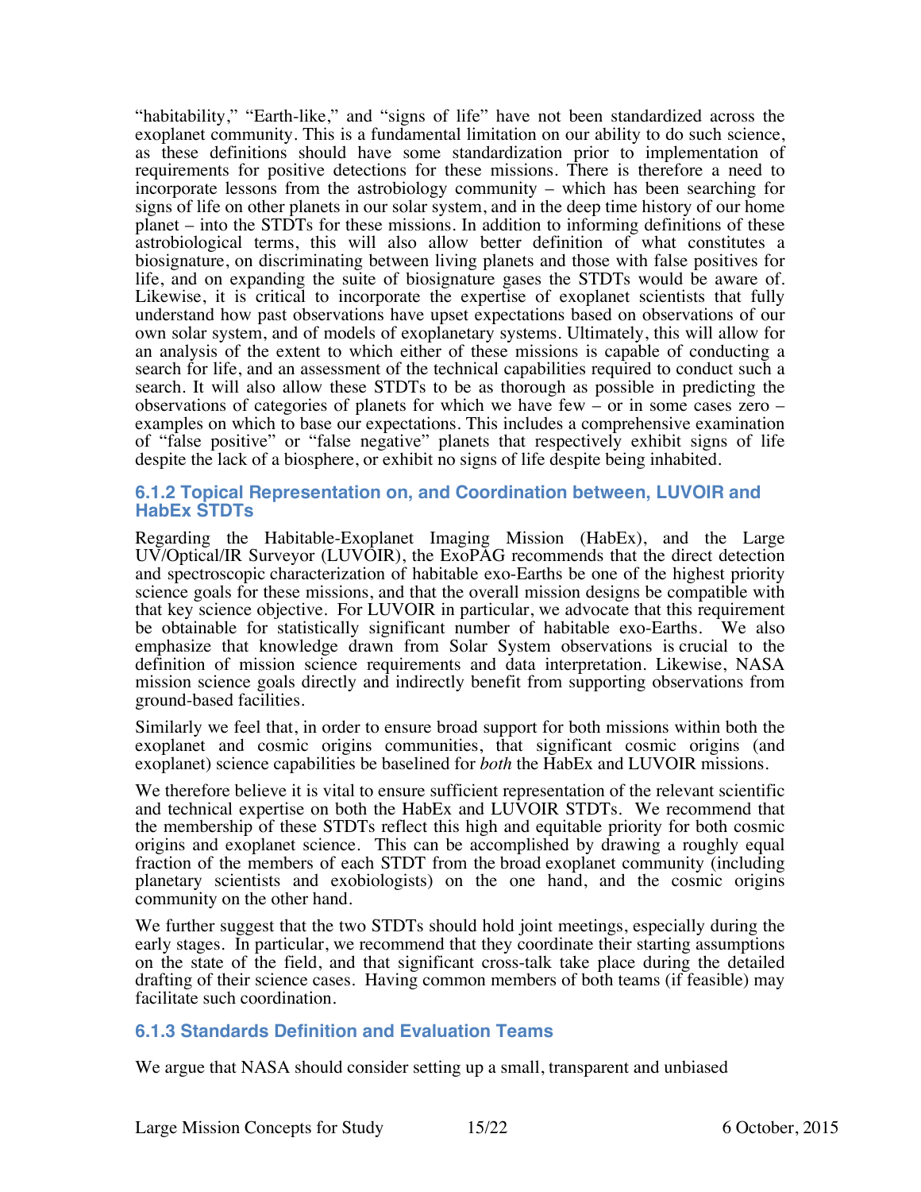"habitability," "Earth-like," and "signs of life" have not been standardized across the exoplanet community. This is a fundamental limitation on our ability to do such science, as these definitions should have some standardization prior to implementation of requirements for positive detections for these missions. There is therefore a need to incorporate lessons from the astrobiology community – which has been searching for signs of life on other planets in our solar system, and in the deep time history of our home planet – into the STDTs for these missions. In addition to informing definitions of these astrobiological terms, this will also allow better definition of what constitutes a biosignature, on discriminating between living planets and those with false positives for life, and on expanding the suite of biosignature gases the STDTs would be aware of. Likewise, it is critical to incorporate the expertise of exoplanet scientists that fully understand how past observations have upset expectations based on observations of our own solar system, and of models of exoplanetary systems. Ultimately, this will allow for an analysis of the extent to which either of these missions is capable of conducting a search for life, and an assessment of the technical capabilities required to conduct such a search. It will also allow these STDTs to be as thorough as possible in predicting the observations of categories of planets for which we have few – or in some cases zero – examples on which to base our expectations. This includes a comprehensive examination of "false positive" or "false negative" planets that respectively exhibit signs of life despite the lack of a biosphere, or exhibit no signs of life despite being inhabited.

### 6.1.2 Topical Representation on, and Coordination between, LUVOIR and HabEx STDTs

Regarding the Habitable-Exoplanet Imaging Mission (HabEx), and the Large UV/Optical/IR Surveyor (LUVOIR), the ExoPAG recommends that the direct detection and spectroscopic characterization of habitable exo-Earths be one of the highest priority science goals for these missions, and that the overall mission designs be compatible with that key science objective. For LUVOIR in particular, we advocate that this requirement be obtainable for statistically significant number of habitable exo-Earths. We also emphasize that knowledge drawn from Solar System observations is crucial to the definition of mission science requirements and data interpretation. Likewise, NASA mission science goals directly and indirectly benefit from supporting observations from ground-based facilities.

Similarly we feel that, in order to ensure broad support for both missions within both the exoplanet and cosmic origins communities, that significant cosmic origins (and exoplanet) science capabilities be baselined for *both* the HabEx and LUVOIR missions.

We therefore believe it is vital to ensure sufficient representation of the relevant scientific and technical expertise on both the HabEx and LUVOIR STDTs. We recommend that the membership of these STDTs reflect this high and equitable priority for both cosmic origins and exoplanet science. This can be accomplished by drawing a roughly equal fraction of the members of each STDT from the broad exoplanet community (including planetary scientists and exobiologists) on the one hand, and the cosmic origins community on the other hand.

We further suggest that the two STDTs should hold joint meetings, especially during the early stages. In particular, we recommend that they coordinate their starting assumptions on the state of the field, and that significant cross-talk take place during the detailed drafting of their science cases. Having common members of both teams (if feasible) may facilitate such coordination.

### 6.1.3 Standards Definition and Evaluation Teams

We argue that NASA should consider setting up a small, transparent and unbiased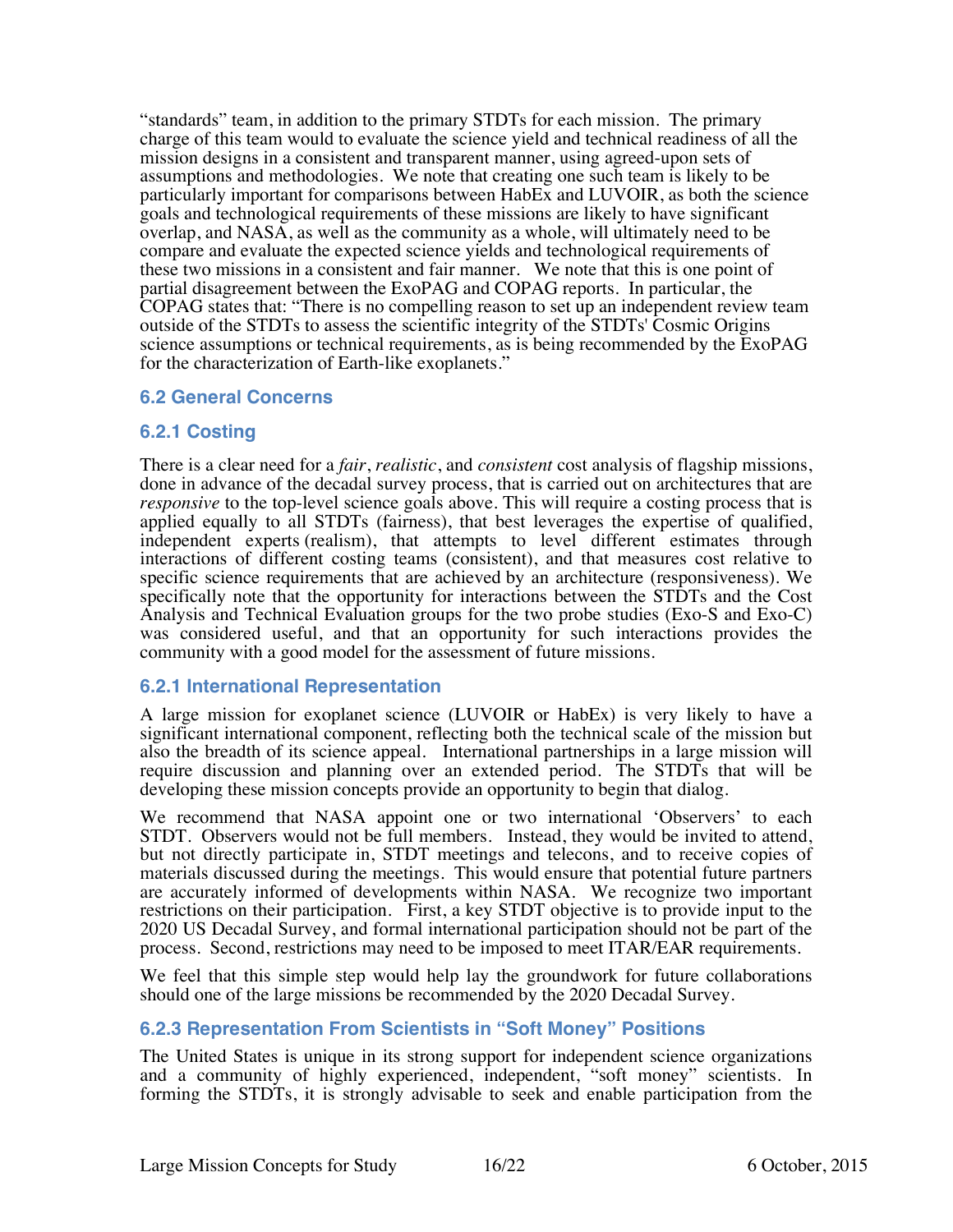“standards” team, in addition to the primary STDTs for each mission. The primary charge of this team would to evaluate the science yield and technical readiness of all the mission designs in a consistent and transparent manner, using agreed-upon sets of assumptions and methodologies. We note that creating one such team is likely to be particularly important for comparisons between HabEx and LUVOIR, as both the science goals and technological requirements of these missions are likely to have significant overlap, and NASA, as well as the community as a whole, will ultimately need to be compare and evaluate the expected science yields and technological requirements of these two missions in a consistent and fair manner. We note that this is one point of partial disagreement between the ExoPAG and COPAG reports. In particular, the COPAG states that: “There is no compelling reason to set up an independent review team outside of the STDTs to assess the scientific integrity of the STDTs' Cosmic Origins science assumptions or technical requirements, as is being recommended by the ExoPAG for the characterization of Earth-like exoplanets.”

### 6.2 General Concerns

#### 6.2.1 Costing

There is a clear need for a *fair*, *realistic*, and *consistent* cost analysis of flagship missions, done in advance of the decadal survey process, that is carried out on architectures that are *responsive* to the top-level science goals above. This will require a costing process that is applied equally to all STDTs (fairness), that best leverages the expertise of qualified, independent experts (realism), that attempts to level different estimates through interactions of different costing teams (consistent), and that measures cost relative to specific science requirements that are achieved by an architecture (responsiveness). We specifically note that the opportunity for interactions between the STDTs and the Cost Analysis and Technical Evaluation groups for the two probe studies (Exo-S and Exo-C) was considered useful, and that an opportunity for such interactions provides the community with a good model for the assessment of future missions.

#### 6.2.1 International Representation

A large mission for exoplanet science (LUVOIR or HabEx) is very likely to have a significant international component, reflecting both the technical scale of the mission but also the breadth of its science appeal. International partnerships in a large mission will require discussion and planning over an extended period. The STDTs that will be developing these mission concepts provide an opportunity to begin that dialog.

We recommend that NASA appoint one or two international ‘Observers’ to each STDT. Observers would not be full members. Instead, they would be invited to attend, but not directly participate in, STDT meetings and telecons, and to receive copies of materials discussed during the meetings. This would ensure that potential future partners are accurately informed of developments within NASA. We recognize two important restrictions on their participation. First, a key STDT objective is to provide input to the 2020 US Decadal Survey, and formal international participation should not be part of the process. Second, restrictions may need to be imposed to meet ITAR/EAR requirements.

We feel that this simple step would help lay the groundwork for future collaborations should one of the large missions be recommended by the 2020 Decadal Survey.

#### 6.2.3 Representation From Scientists in “Soft Money” Positions

The United States is unique in its strong support for independent science organizations and a community of highly experienced, independent, “soft money” scientists. In forming the STDTs, it is strongly advisable to seek and enable participation from the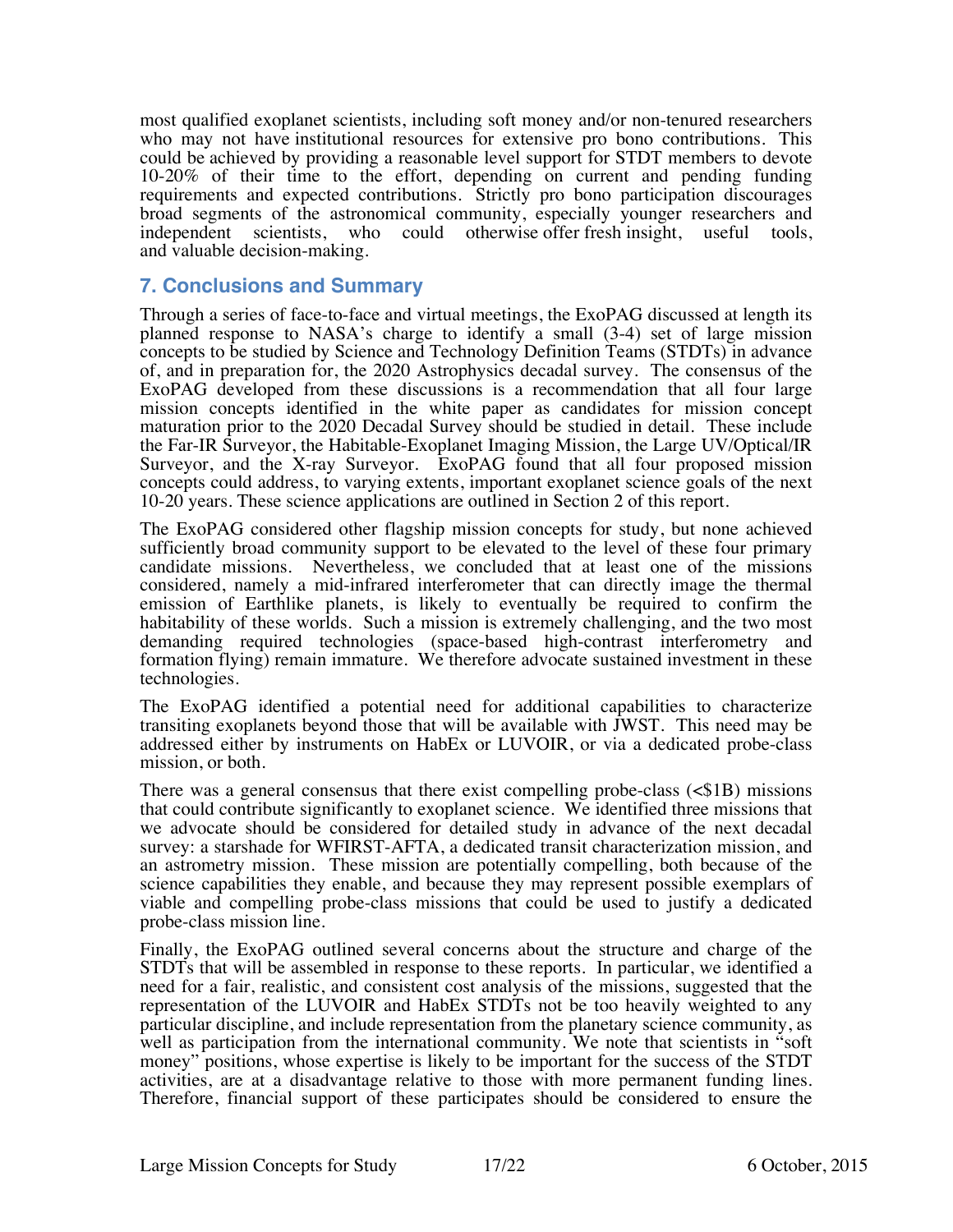most qualified exoplanet scientists, including soft money and/or non-tenured researchers who may not have institutional resources for extensive pro bono contributions. This could be achieved by providing a reasonable level support for STDT members to devote 10-20% of their time to the effort, depending on current and pending funding requirements and expected contributions. Strictly pro bono participation discourages broad segments of the astronomical community, especially younger researchers and independent scientists, who could otherwise offer fresh insight, useful tools, and valuable decision-making.

## 7. Conclusions and Summary

Through a series of face-to-face and virtual meetings, the ExoPAG discussed at length its planned response to NASA's charge to identify a small (3-4) set of large mission concepts to be studied by Science and Technology Definition Teams (STDTs) in advance of, and in preparation for, the 2020 Astrophysics decadal survey. The consensus of the ExoPAG developed from these discussions is a recommendation that all four large mission concepts identified in the white paper as candidates for mission concept maturation prior to the 2020 Decadal Survey should be studied in detail. These include the Far-IR Surveyor, the Habitable-Exoplanet Imaging Mission, the Large UV/Optical/IR Surveyor, and the X-ray Surveyor. ExoPAG found that all four proposed mission concepts could address, to varying extents, important exoplanet science goals of the next 10-20 years. These science applications are outlined in Section 2 of this report.

The ExoPAG considered other flagship mission concepts for study, but none achieved sufficiently broad community support to be elevated to the level of these four primary candidate missions. Nevertheless, we concluded that at least one of the missions considered, namely a mid-infrared interferometer that can directly image the thermal emission of Earthlike planets, is likely to eventually be required to confirm the habitability of these worlds. Such a mission is extremely challenging, and the two most demanding required technologies (space-based high-contrast interferometry and formation flying) remain immature. We therefore advocate sustained investment in these technologies.

The ExoPAG identified a potential need for additional capabilities to characterize transiting exoplanets beyond those that will be available with JWST. This need may be addressed either by instruments on HabEx or LUVOIR, or via a dedicated probe-class mission, or both.

There was a general consensus that there exist compelling probe-class (<$1B) missions that could contribute significantly to exoplanet science. We identified three missions that we advocate should be considered for detailed study in advance of the next decadal survey: a starshade for WFIRST-AFTA, a dedicated transit characterization mission, and an astrometry mission. These mission are potentially compelling, both because of the science capabilities they enable, and because they may represent possible exemplars of viable and compelling probe-class missions that could be used to justify a dedicated probe-class mission line.

Finally, the ExoPAG outlined several concerns about the structure and charge of the STDTs that will be assembled in response to these reports. In particular, we identified a need for a fair, realistic, and consistent cost analysis of the missions, suggested that the representation of the LUVOIR and HabEx STDTs not be too heavily weighted to any particular discipline, and include representation from the planetary science community, as well as participation from the international community. We note that scientists in "soft money" positions, whose expertise is likely to be important for the success of the STDT activities, are at a disadvantage relative to those with more permanent funding lines. Therefore, financial support of these participates should be considered to ensure the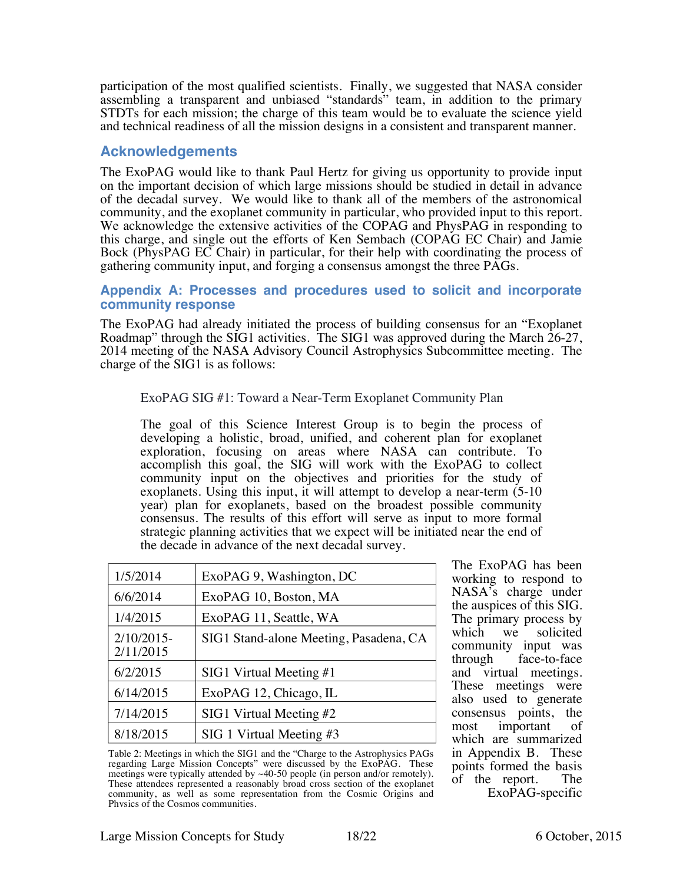participation of the most qualified scientists. Finally, we suggested that NASA consider assembling a transparent and unbiased "standards" team, in addition to the primary STDTs for each mission; the charge of this team would be to evaluate the science yield and technical readiness of all the mission designs in a consistent and transparent manner.

## Acknowledgements

The ExoPAG would like to thank Paul Hertz for giving us opportunity to provide input on the important decision of which large missions should be studied in detail in advance of the decadal survey. We would like to thank all of the members of the astronomical community, and the exoplanet community in particular, who provided input to this report. We acknowledge the extensive activities of the COPAG and PhysPAG in responding to this charge, and single out the efforts of Ken Sembach (COPAG EC Chair) and Jamie Bock (PhysPAG EC Chair) in particular, for their help with coordinating the process of gathering community input, and forging a consensus amongst the three PAGs.

### Appendix A: Processes and procedures used to solicit and incorporate community response

The ExoPAG had already initiated the process of building consensus for an "Exoplanet Roadmap" through the SIG1 activities. The SIG1 was approved during the March 26-27, 2014 meeting of the NASA Advisory Council Astrophysics Subcommittee meeting. The charge of the SIG1 is as follows:

> ExoPAG SIG #1: Toward a Near-Term Exoplanet Community Plan
>
> The goal of this Science Interest Group is to begin the process of developing a holistic, broad, unified, and coherent plan for exoplanet exploration, focusing on areas where NASA can contribute. To accomplish this goal, the SIG will work with the ExoPAG to collect community input on the objectives and priorities for the study of exoplanets. Using this input, it will attempt to develop a near-term (5-10 year) plan for exoplanets, based on the broadest possible community consensus. The results of this effort will serve as input to more formal strategic planning activities that we expect will be initiated near the end of the decade in advance of the next decadal survey.

| | |
|---|---|
| 1/5/2014 | ExoPAG 9, Washington, DC |
| 6/6/2014 | ExoPAG 10, Boston, MA |
| 1/4/2015 | ExoPAG 11, Seattle, WA |
| 2/10/2015-2/11/2015 | SIG1 Stand-alone Meeting, Pasadena, CA |
| 6/2/2015 | SIG1 Virtual Meeting #1 |
| 6/14/2015 | ExoPAG 12, Chicago, IL |
| 7/14/2015 | SIG1 Virtual Meeting #2 |
| 8/18/2015 | SIG 1 Virtual Meeting #3 |

Table 2: Meetings in which the SIG1 and the "Charge to the Astrophysics PAGs regarding Large Mission Concepts" were discussed by the ExoPAG. These meetings were typically attended by ~40-50 people (in person and/or remotely). These attendees represented a reasonably broad cross section of the exoplanet community, as well as some representation from the Cosmic Origins and Physics of the Cosmos communities.

The ExoPAG has been working to respond to NASA's charge under the auspices of this SIG. The primary process by which we solicited community input was through face-to-face and virtual meetings. These meetings were also used to generate consensus points, the most important of which are summarized in Appendix B. These points formed the basis of the report. The ExoPAG-specific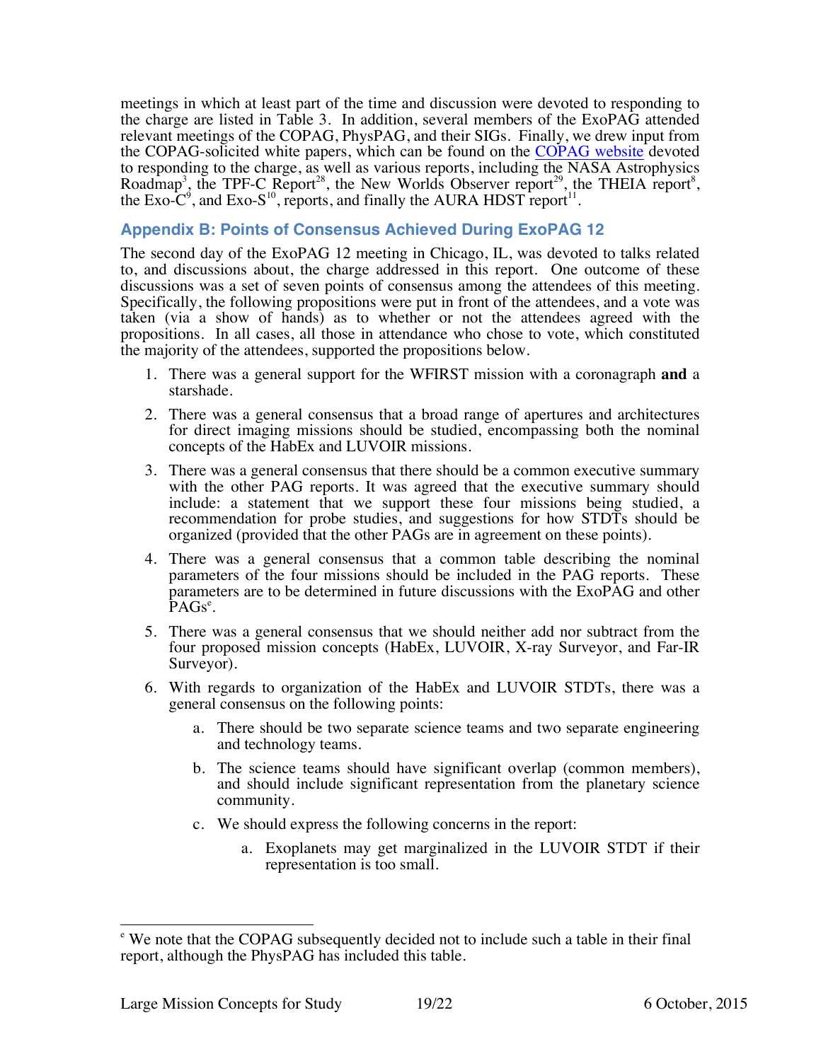meetings in which at least part of the time and discussion were devoted to responding to the charge are listed in Table 3. In addition, several members of the ExoPAG attended relevant meetings of the COPAG, PhysPAG, and their SIGs. Finally, we drew input from the COPAG-solicited white papers, which can be found on the COPAG website devoted to responding to the charge, as well as various reports, including the NASA Astrophysics Roadmap[3], the TPF-C Report[28], the New Worlds Observer report[29], the THEIA report[8], the Exo-C[9], and Exo-S[10], reports, and finally the AURA HDST report[11].

## Appendix B: Points of Consensus Achieved During ExoPAG 12

The second day of the ExoPAG 12 meeting in Chicago, IL, was devoted to talks related to, and discussions about, the charge addressed in this report. One outcome of these discussions was a set of seven points of consensus among the attendees of this meeting. Specifically, the following propositions were put in front of the attendees, and a vote was taken (via a show of hands) as to whether or not the attendees agreed with the propositions. In all cases, all those in attendance who chose to vote, which constituted the majority of the attendees, supported the propositions below.

1. There was a general support for the WFIRST mission with a coronagraph **and** a starshade.
2. There was a general consensus that a broad range of apertures and architectures for direct imaging missions should be studied, encompassing both the nominal concepts of the HabEx and LUVOIR missions.
3. There was a general consensus that there should be a common executive summary with the other PAG reports. It was agreed that the executive summary should include: a statement that we support these four missions being studied, a recommendation for probe studies, and suggestions for how STDTs should be organized (provided that the other PAGs are in agreement on these points).
4. There was a general consensus that a common table describing the nominal parameters of the four missions should be included in the PAG reports. These parameters are to be determined in future discussions with the ExoPAG and other PAGs[e].
5. There was a general consensus that we should neither add nor subtract from the four proposed mission concepts (HabEx, LUVOIR, X-ray Surveyor, and Far-IR Surveyor).
6. With regards to organization of the HabEx and LUVOIR STDTs, there was a general consensus on the following points:
    a. There should be two separate science teams and two separate engineering and technology teams.
    b. The science teams should have significant overlap (common members), and should include significant representation from the planetary science community.
    c. We should express the following concerns in the report:
        a. Exoplanets may get marginalized in the LUVOIR STDT if their representation is too small.

---

[e] We note that the COPAG subsequently decided not to include such a table in their final report, although the PhysPAG has included this table.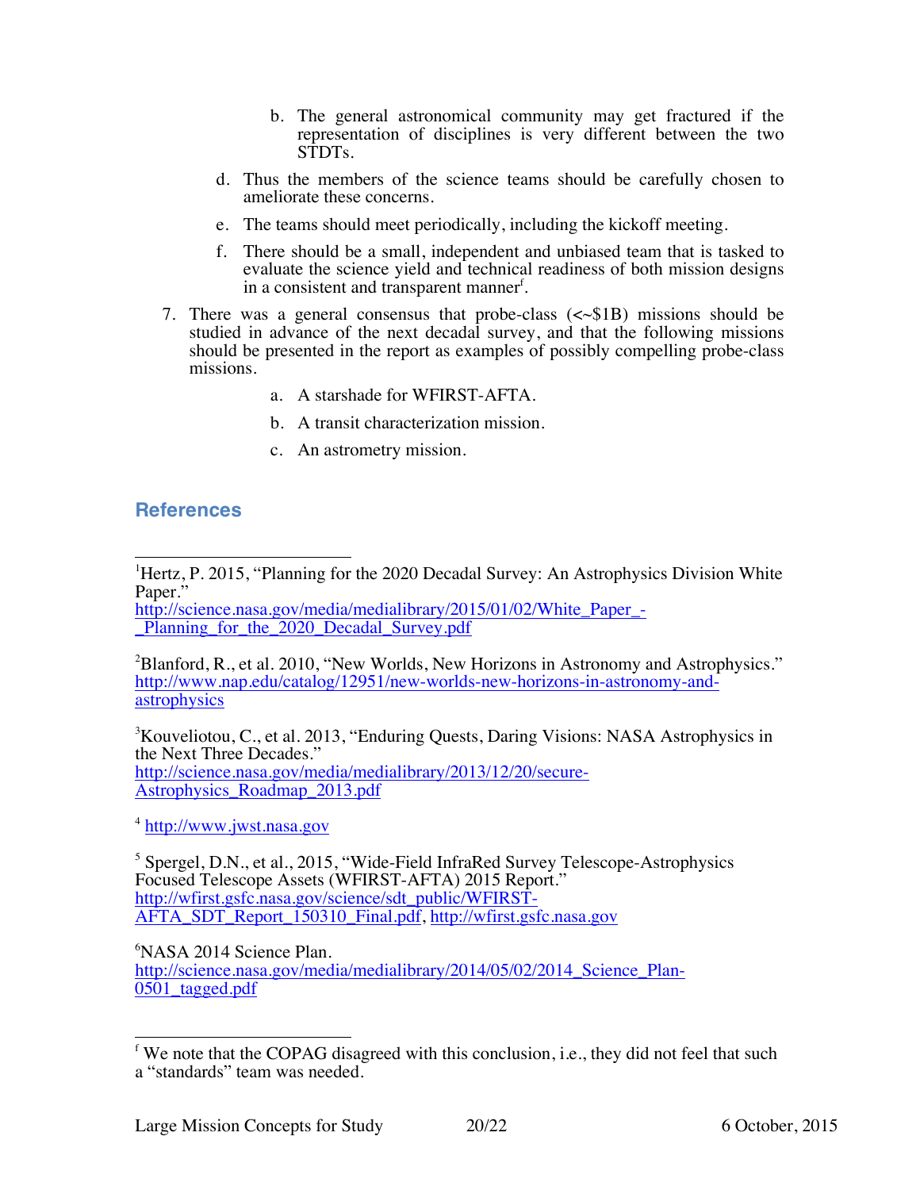b. The general astronomical community may get fractured if the representation of disciplines is very different between the two STDTs.

d. Thus the members of the science teams should be carefully chosen to ameliorate these concerns.

e. The teams should meet periodically, including the kickoff meeting.

f. There should be a small, independent and unbiased team that is tasked to evaluate the science yield and technical readiness of both mission designs in a consistent and transparent manner[f].

7. There was a general consensus that probe-class (<~$1B) missions should be studied in advance of the next decadal survey, and that the following missions should be presented in the report as examples of possibly compelling probe-class missions.

   a. A starshade for WFIRST-AFTA.

   b. A transit characterization mission.

   c. An astrometry mission.

## References

[1]Hertz, P. 2015, "Planning for the 2020 Decadal Survey: An Astrophysics Division White Paper." http://science.nasa.gov/media/medialibrary/2015/01/02/White_Paper_-_Planning_for_the_2020_Decadal_Survey.pdf

[2]Blanford, R., et al. 2010, "New Worlds, New Horizons in Astronomy and Astrophysics." http://www.nap.edu/catalog/12951/new-worlds-new-horizons-in-astronomy-and-astrophysics

[3]Kouveliotou, C., et al. 2013, "Enduring Quests, Daring Visions: NASA Astrophysics in the Next Three Decades." http://science.nasa.gov/media/medialibrary/2013/12/20/secure-Astrophysics_Roadmap_2013.pdf

[4] http://www.jwst.nasa.gov

[5] Spergel, D.N., et al., 2015, "Wide-Field InfraRed Survey Telescope-Astrophysics Focused Telescope Assets (WFIRST-AFTA) 2015 Report." http://wfirst.gsfc.nasa.gov/science/sdt_public/WFIRST-AFTA_SDT_Report_150310_Final.pdf, http://wfirst.gsfc.nasa.gov

[6]NASA 2014 Science Plan. http://science.nasa.gov/media/medialibrary/2014/05/02/2014_Science_Plan-0501_tagged.pdf

[f] We note that the COPAG disagreed with this conclusion, i.e., they did not feel that such a "standards" team was needed.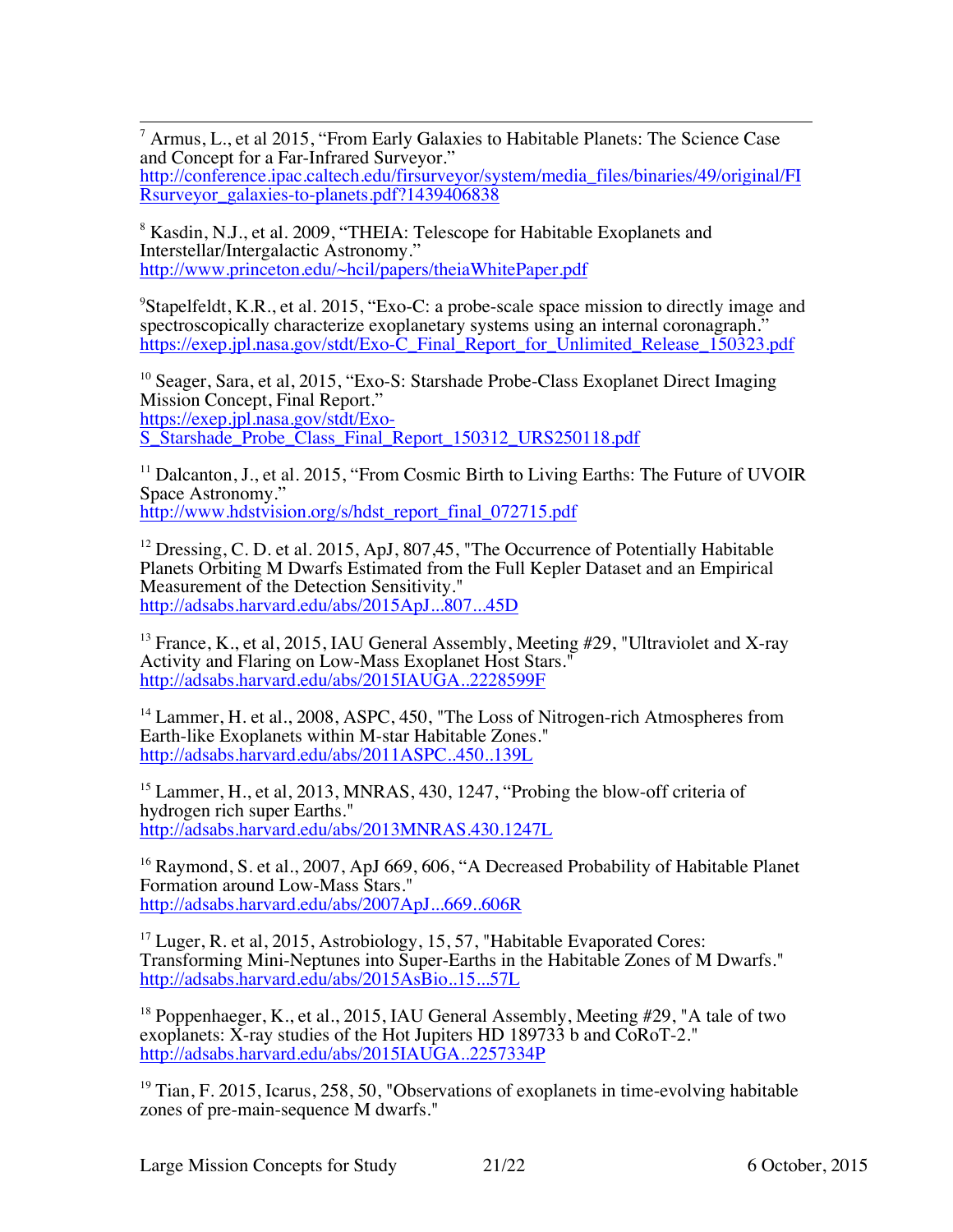[7] Armus, L., et al 2015, “From Early Galaxies to Habitable Planets: The Science Case and Concept for a Far-Infrared Surveyor.”
http://conference.ipac.caltech.edu/firsurveyor/system/media_files/binaries/49/original/FIRsurveyor_galaxies-to-planets.pdf?1439406838

[8] Kasdin, N.J., et al. 2009, “THEIA: Telescope for Habitable Exoplanets and Interstellar/Intergalactic Astronomy.”
http://www.princeton.edu/~hcil/papers/theiaWhitePaper.pdf

[9] Stapelfeldt, K.R., et al. 2015, “Exo-C: a probe-scale space mission to directly image and spectroscopically characterize exoplanetary systems using an internal coronagraph.”
https://exep.jpl.nasa.gov/stdt/Exo-C_Final_Report_for_Unlimited_Release_150323.pdf

[10] Seager, Sara, et al, 2015, “Exo-S: Starshade Probe-Class Exoplanet Direct Imaging Mission Concept, Final Report.”
https://exep.jpl.nasa.gov/stdt/Exo-S_Starshade_Probe_Class_Final_Report_150312_URS250118.pdf

[11] Dalcanton, J., et al. 2015, “From Cosmic Birth to Living Earths: The Future of UVOIR Space Astronomy.”
http://www.hdstvision.org/s/hdst_report_final_072715.pdf

[12] Dressing, C. D. et al. 2015, ApJ, 807,45, "The Occurrence of Potentially Habitable Planets Orbiting M Dwarfs Estimated from the Full Kepler Dataset and an Empirical Measurement of the Detection Sensitivity."
http://adsabs.harvard.edu/abs/2015ApJ...807...45D

[13] France, K., et al, 2015, IAU General Assembly, Meeting #29, "Ultraviolet and X-ray Activity and Flaring on Low-Mass Exoplanet Host Stars."
http://adsabs.harvard.edu/abs/2015IAUGA..2228599F

[14] Lammer, H. et al., 2008, ASPC, 450, "The Loss of Nitrogen-rich Atmospheres from Earth-like Exoplanets within M-star Habitable Zones."
http://adsabs.harvard.edu/abs/2011ASPC..450..139L

[15] Lammer, H., et al, 2013, MNRAS, 430, 1247, “Probing the blow-off criteria of hydrogen rich super Earths."
http://adsabs.harvard.edu/abs/2013MNRAS.430.1247L

[16] Raymond, S. et al., 2007, ApJ 669, 606, “A Decreased Probability of Habitable Planet Formation around Low-Mass Stars."
http://adsabs.harvard.edu/abs/2007ApJ...669..606R

[17] Luger, R. et al, 2015, Astrobiology, 15, 57, "Habitable Evaporated Cores: Transforming Mini-Neptunes into Super-Earths in the Habitable Zones of M Dwarfs."
http://adsabs.harvard.edu/abs/2015AsBio..15...57L

[18] Poppenhaeger, K., et al., 2015, IAU General Assembly, Meeting #29, "A tale of two exoplanets: X-ray studies of the Hot Jupiters HD 189733 b and CoRoT-2."
http://adsabs.harvard.edu/abs/2015IAUGA..2257334P

[19] Tian, F. 2015, Icarus, 258, 50, "Observations of exoplanets in time-evolving habitable zones of pre-main-sequence M dwarfs."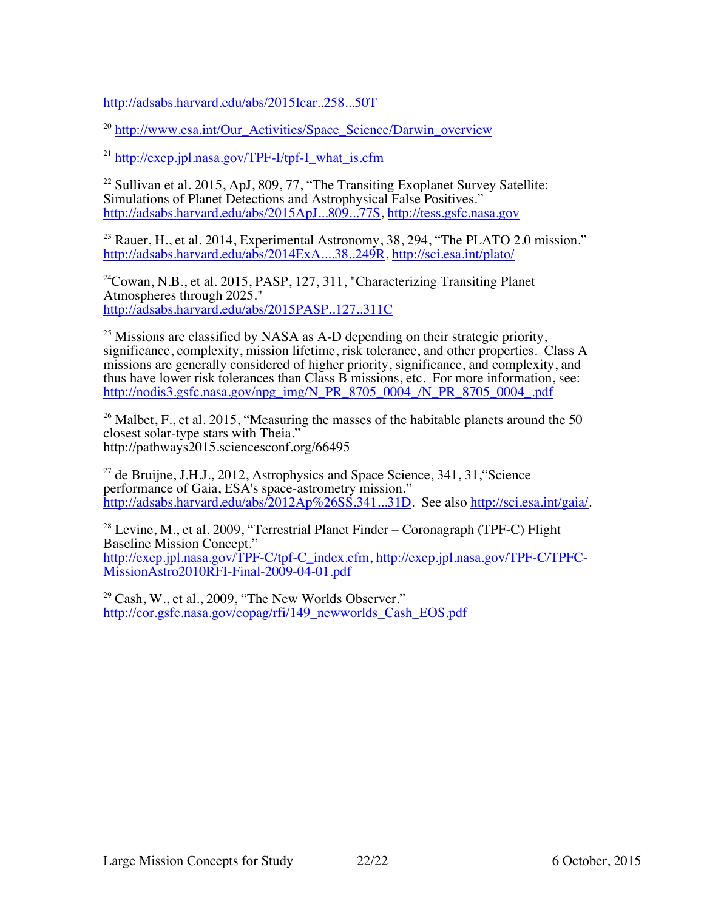http://adsabs.harvard.edu/abs/2015Icar..258...50T

[20] http://www.esa.int/Our_Activities/Space_Science/Darwin_overview

[21] http://exep.jpl.nasa.gov/TPF-I/tpf-I_what_is.cfm

[22] Sullivan et al. 2015, ApJ, 809, 77, "The Transiting Exoplanet Survey Satellite: Simulations of Planet Detections and Astrophysical False Positives." http://adsabs.harvard.edu/abs/2015ApJ...809...77S, http://tess.gsfc.nasa.gov

[23] Rauer, H., et al. 2014, Experimental Astronomy, 38, 294, "The PLATO 2.0 mission." http://adsabs.harvard.edu/abs/2014ExA....38..249R, http://sci.esa.int/plato/

[24] Cowan, N.B., et al. 2015, PASP, 127, 311, "Characterizing Transiting Planet Atmospheres through 2025." http://adsabs.harvard.edu/abs/2015PASP..127..311C

[25] Missions are classified by NASA as A-D depending on their strategic priority, significance, complexity, mission lifetime, risk tolerance, and other properties. Class A missions are generally considered of higher priority, significance, and complexity, and thus have lower risk tolerances than Class B missions, etc. For more information, see: http://nodis3.gsfc.nasa.gov/npg_img/N_PR_8705_0004_/N_PR_8705_0004_.pdf

[26] Malbet, F., et al. 2015, "Measuring the masses of the habitable planets around the 50 closest solar-type stars with Theia." http://pathways2015.sciencesconf.org/66495

[27] de Bruijne, J.H.J., 2012, Astrophysics and Space Science, 341, 31,"Science performance of Gaia, ESA's space-astrometry mission." http://adsabs.harvard.edu/abs/2012Ap%26SS.341...31D. See also http://sci.esa.int/gaia/.

[28] Levine, M., et al. 2009, "Terrestrial Planet Finder – Coronagraph (TPF-C) Flight Baseline Mission Concept." http://exep.jpl.nasa.gov/TPF-C/tpf-C_index.cfm, http://exep.jpl.nasa.gov/TPF-C/TPFC-MissionAstro2010RFI-Final-2009-04-01.pdf

[29] Cash, W., et al., 2009, "The New Worlds Observer." http://cor.gsfc.nasa.gov/copag/rfi/149_newworlds_Cash_EOS.pdf